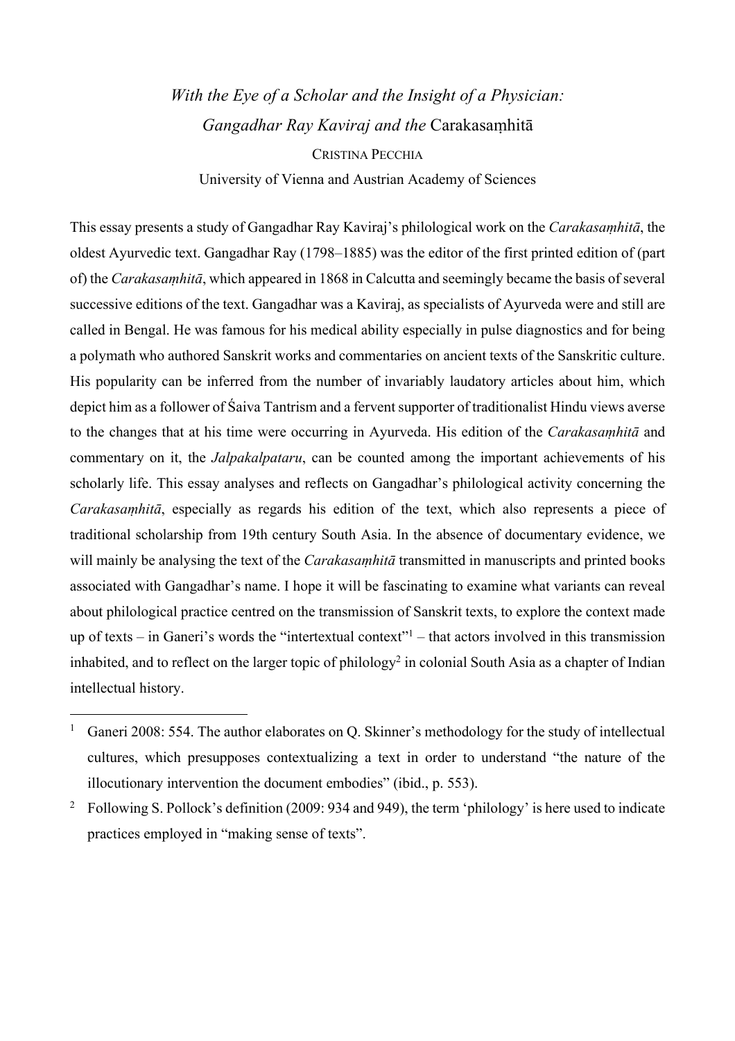# *With the Eye of a Scholar and the Insight of a Physician: Gangadhar Ray Kaviraj and the* Carakasaṃhitā

CRISTINA PECCHIA

University of Vienna and Austrian Academy of Sciences

This essay presents a study of Gangadhar Ray Kaviraj's philological work on the *Carakasaṃhitā*, the oldest Ayurvedic text. Gangadhar Ray (1798–1885) was the editor of the first printed edition of (part of) the *Carakasaṃhitā*, which appeared in 1868 in Calcutta and seemingly became the basis of several successive editions of the text. Gangadhar was a Kaviraj, as specialists of Ayurveda were and still are called in Bengal. He was famous for his medical ability especially in pulse diagnostics and for being a polymath who authored Sanskrit works and commentaries on ancient texts of the Sanskritic culture. His popularity can be inferred from the number of invariably laudatory articles about him, which depict him as a follower of Śaiva Tantrism and a fervent supporter of traditionalist Hindu views averse to the changes that at his time were occurring in Ayurveda. His edition of the *Carakasaṃhitā* and commentary on it, the *Jalpakalpataru*, can be counted among the important achievements of his scholarly life. This essay analyses and reflects on Gangadhar's philological activity concerning the *Carakasaṃhitā*, especially as regards his edition of the text, which also represents a piece of traditional scholarship from 19th century South Asia. In the absence of documentary evidence, we will mainly be analysing the text of the *Carakasaṃhitā* transmitted in manuscripts and printed books associated with Gangadhar's name. I hope it will be fascinating to examine what variants can reveal about philological practice centred on the transmission of Sanskrit texts, to explore the context made up of texts – in Ganeri's words the "intertextual context"[1] – that actors involved in this transmission inhabited, and to reflect on the larger topic of philology[2] in colonial South Asia as a chapter of Indian intellectual history.

---

[1] Ganeri 2008: 554. The author elaborates on Q. Skinner's methodology for the study of intellectual cultures, which presupposes contextualizing a text in order to understand "the nature of the illocutionary intervention the document embodies" (ibid., p. 553).

[2] Following S. Pollock's definition (2009: 934 and 949), the term 'philology' is here used to indicate practices employed in "making sense of texts".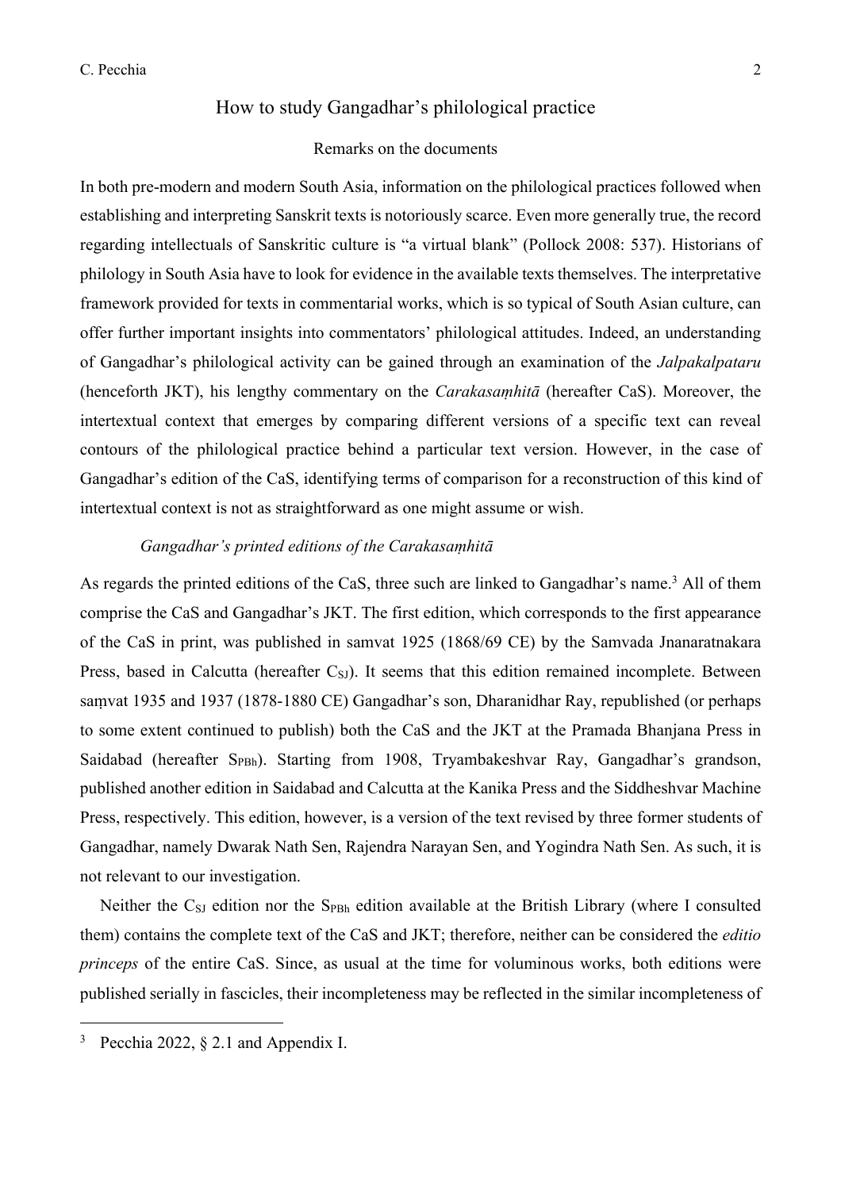## How to study Gangadhar's philological practice

### Remarks on the documents

In both pre-modern and modern South Asia, information on the philological practices followed when establishing and interpreting Sanskrit texts is notoriously scarce. Even more generally true, the record regarding intellectuals of Sanskritic culture is "a virtual blank" (Pollock 2008: 537). Historians of philology in South Asia have to look for evidence in the available texts themselves. The interpretative framework provided for texts in commentarial works, which is so typical of South Asian culture, can offer further important insights into commentators' philological attitudes. Indeed, an understanding of Gangadhar's philological activity can be gained through an examination of the *Jalpakalpataru* (henceforth JKT), his lengthy commentary on the *Carakasaṃhitā* (hereafter CaS). Moreover, the intertextual context that emerges by comparing different versions of a specific text can reveal contours of the philological practice behind a particular text version. However, in the case of Gangadhar's edition of the CaS, identifying terms of comparison for a reconstruction of this kind of intertextual context is not as straightforward as one might assume or wish.

#### *Gangadhar's printed editions of the Carakasaṃhitā*

As regards the printed editions of the CaS, three such are linked to Gangadhar's name.[3] All of them comprise the CaS and Gangadhar's JKT. The first edition, which corresponds to the first appearance of the CaS in print, was published in samvat 1925 (1868/69 CE) by the Samvada Jnanaratnakara Press, based in Calcutta (hereafter $C_{SJ}$). It seems that this edition remained incomplete. Between saṃvat 1935 and 1937 (1878-1880 CE) Gangadhar's son, Dharanidhar Ray, republished (or perhaps to some extent continued to publish) both the CaS and the JKT at the Pramada Bhanjana Press in Saidabad (hereafter $S_{PBh}$). Starting from 1908, Tryambakeshvar Ray, Gangadhar's grandson, published another edition in Saidabad and Calcutta at the Kanika Press and the Siddheshvar Machine Press, respectively. This edition, however, is a version of the text revised by three former students of Gangadhar, namely Dwarak Nath Sen, Rajendra Narayan Sen, and Yogindra Nath Sen. As such, it is not relevant to our investigation.

Neither the $C_{SJ}$ edition nor the $S_{PBh}$ edition available at the British Library (where I consulted them) contains the complete text of the CaS and JKT; therefore, neither can be considered the *editio princeps* of the entire CaS. Since, as usual at the time for voluminous works, both editions were published serially in fascicles, their incompleteness may be reflected in the similar incompleteness of

[3] Pecchia 2022, § 2.1 and Appendix I.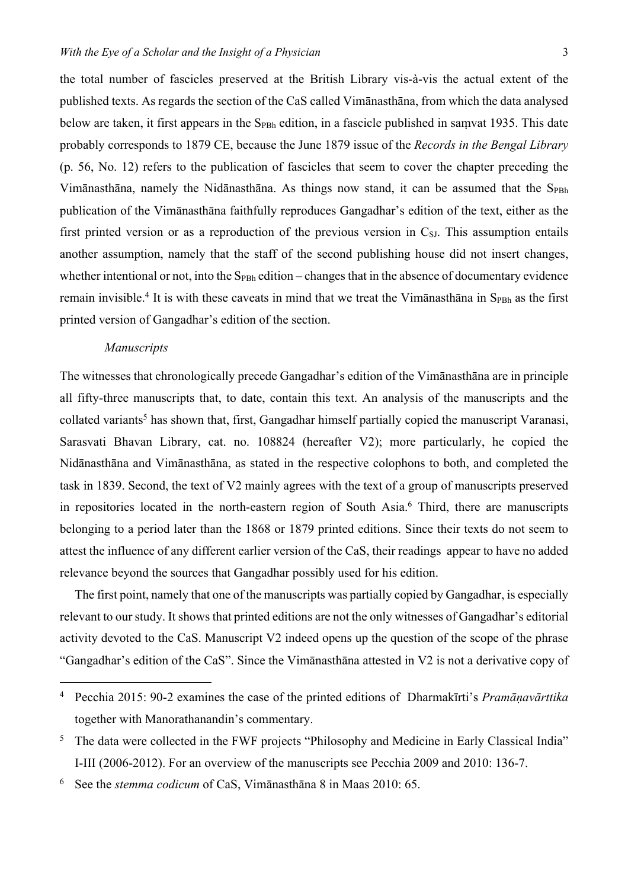the total number of fascicles preserved at the British Library vis-à-vis the actual extent of the published texts. As regards the section of the CaS called Vimānasthāna, from which the data analysed below are taken, it first appears in the $S_{PBh}$ edition, in a fascicle published in saṃvat 1935. This date probably corresponds to 1879 CE, because the June 1879 issue of the *Records in the Bengal Library* (p. 56, No. 12) refers to the publication of fascicles that seem to cover the chapter preceding the Vimānasthāna, namely the Nidānasthāna. As things now stand, it can be assumed that the $S_{PBh}$ publication of the Vimānasthāna faithfully reproduces Gangadhar's edition of the text, either as the first printed version or as a reproduction of the previous version in $C_{SJ}$. This assumption entails another assumption, namely that the staff of the second publishing house did not insert changes, whether intentional or not, into the $S_{PBh}$ edition – changes that in the absence of documentary evidence remain invisible.[4] It is with these caveats in mind that we treat the Vimānasthāna in $S_{PBh}$ as the first printed version of Gangadhar's edition of the section.

*Manuscripts*

The witnesses that chronologically precede Gangadhar's edition of the Vimānasthāna are in principle all fifty-three manuscripts that, to date, contain this text. An analysis of the manuscripts and the collated variants[5] has shown that, first, Gangadhar himself partially copied the manuscript Varanasi, Sarasvati Bhavan Library, cat. no. 108824 (hereafter V2); more particularly, he copied the Nidānasthāna and Vimānasthāna, as stated in the respective colophons to both, and completed the task in 1839. Second, the text of V2 mainly agrees with the text of a group of manuscripts preserved in repositories located in the north-eastern region of South Asia.[6] Third, there are manuscripts belonging to a period later than the 1868 or 1879 printed editions. Since their texts do not seem to attest the influence of any different earlier version of the CaS, their readings appear to have no added relevance beyond the sources that Gangadhar possibly used for his edition.

The first point, namely that one of the manuscripts was partially copied by Gangadhar, is especially relevant to our study. It shows that printed editions are not the only witnesses of Gangadhar's editorial activity devoted to the CaS. Manuscript V2 indeed opens up the question of the scope of the phrase "Gangadhar's edition of the CaS". Since the Vimānasthāna attested in V2 is not a derivative copy of

---

[4] Pecchia 2015: 90-2 examines the case of the printed editions of Dharmakīrti's *Pramāṇavārttika* together with Manorathanandin's commentary.

[5] The data were collected in the FWF projects "Philosophy and Medicine in Early Classical India" I-III (2006-2012). For an overview of the manuscripts see Pecchia 2009 and 2010: 136-7.

[6] See the *stemma codicum* of CaS, Vimānasthāna 8 in Maas 2010: 65.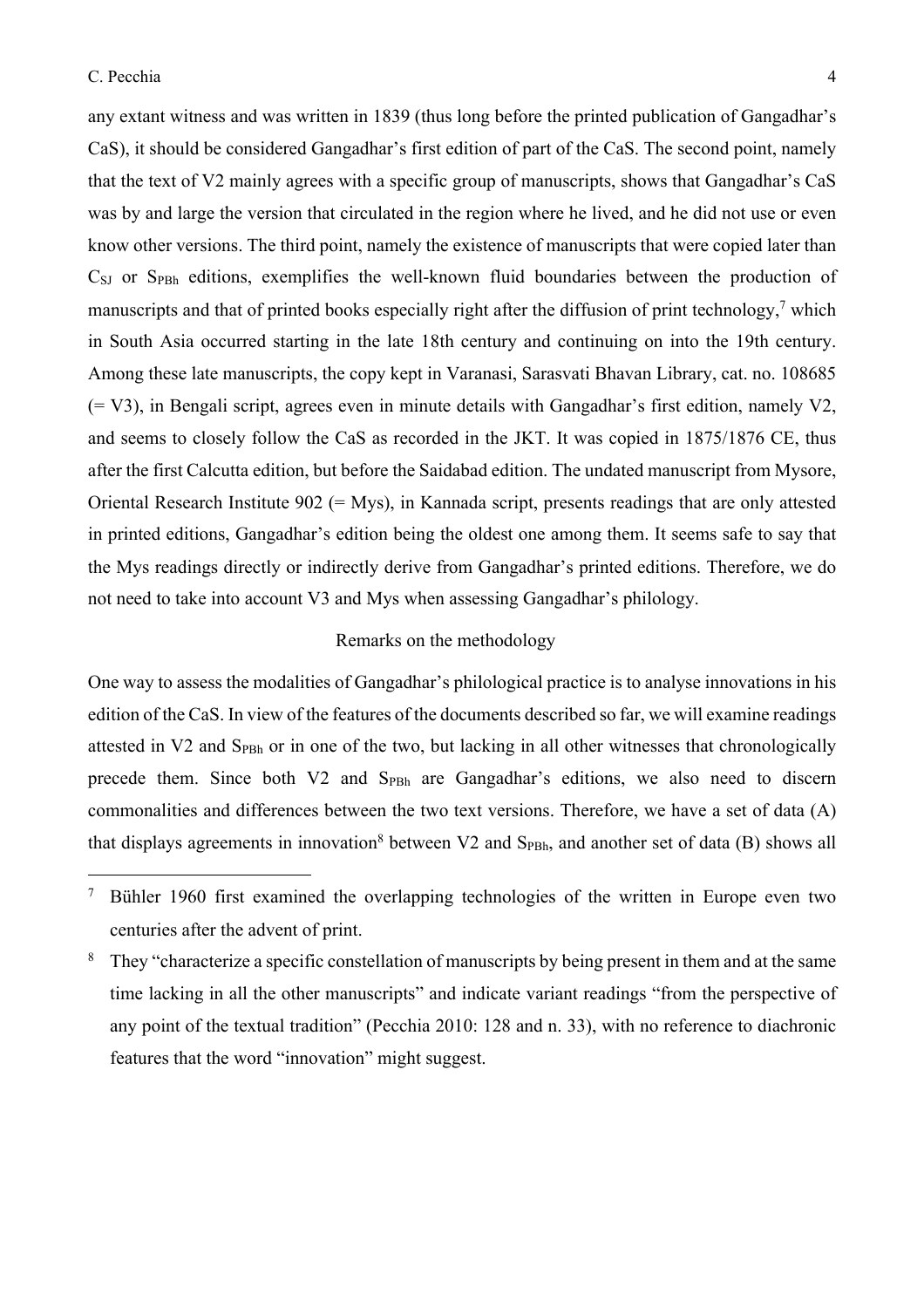any extant witness and was written in 1839 (thus long before the printed publication of Gangadhar's CaS), it should be considered Gangadhar's first edition of part of the CaS. The second point, namely that the text of V2 mainly agrees with a specific group of manuscripts, shows that Gangadhar's CaS was by and large the version that circulated in the region where he lived, and he did not use or even know other versions. The third point, namely the existence of manuscripts that were copied later than $C_{SJ}$ or $S_{PBh}$ editions, exemplifies the well-known fluid boundaries between the production of manuscripts and that of printed books especially right after the diffusion of print technology,[7] which in South Asia occurred starting in the late 18th century and continuing on into the 19th century. Among these late manuscripts, the copy kept in Varanasi, Sarasvati Bhavan Library, cat. no. 108685 (= V3), in Bengali script, agrees even in minute details with Gangadhar's first edition, namely V2, and seems to closely follow the CaS as recorded in the JKT. It was copied in 1875/1876 CE, thus after the first Calcutta edition, but before the Saidabad edition. The undated manuscript from Mysore, Oriental Research Institute 902 (= Mys), in Kannada script, presents readings that are only attested in printed editions, Gangadhar's edition being the oldest one among them. It seems safe to say that the Mys readings directly or indirectly derive from Gangadhar's printed editions. Therefore, we do not need to take into account V3 and Mys when assessing Gangadhar's philology.

## Remarks on the methodology

One way to assess the modalities of Gangadhar's philological practice is to analyse innovations in his edition of the CaS. In view of the features of the documents described so far, we will examine readings attested in V2 and $S_{PBh}$ or in one of the two, but lacking in all other witnesses that chronologically precede them. Since both V2 and $S_{PBh}$ are Gangadhar's editions, we also need to discern commonalities and differences between the two text versions. Therefore, we have a set of data (A) that displays agreements in innovation[8] between V2 and $S_{PBh}$, and another set of data (B) shows all

---

[7] Bühler 1960 first examined the overlapping technologies of the written in Europe even two centuries after the advent of print.

[8] They "characterize a specific constellation of manuscripts by being present in them and at the same time lacking in all the other manuscripts" and indicate variant readings "from the perspective of any point of the textual tradition" (Pecchia 2010: 128 and n. 33), with no reference to diachronic features that the word "innovation" might suggest.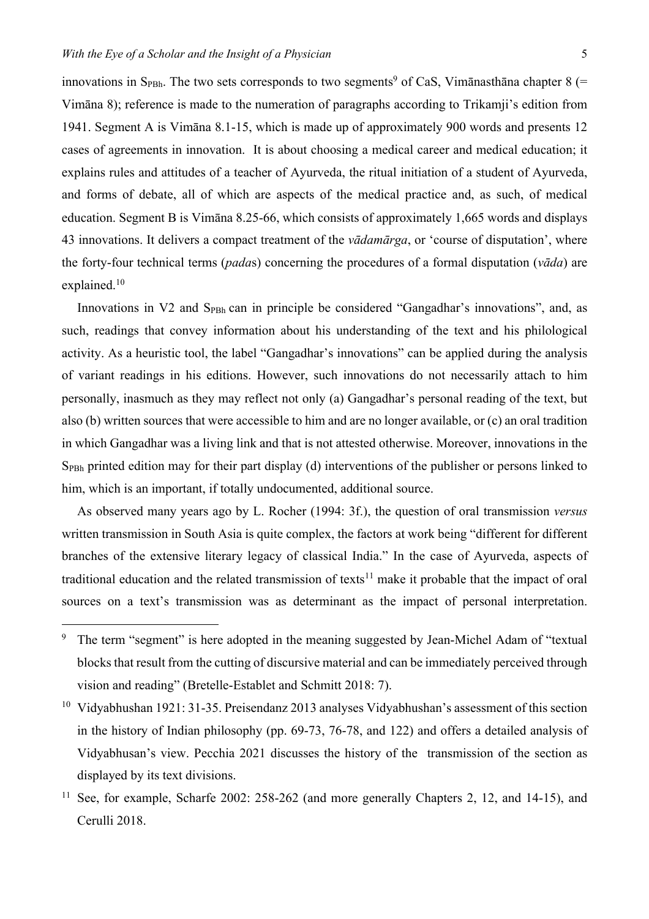innovations in $S_{PBh}$. The two sets corresponds to two segments[9] of CaS, Vimānasthāna chapter 8 (= Vimāna 8); reference is made to the numeration of paragraphs according to Trikamji's edition from 1941. Segment A is Vimāna 8.1-15, which is made up of approximately 900 words and presents 12 cases of agreements in innovation. It is about choosing a medical career and medical education; it explains rules and attitudes of a teacher of Ayurveda, the ritual initiation of a student of Ayurveda, and forms of debate, all of which are aspects of the medical practice and, as such, of medical education. Segment B is Vimāna 8.25-66, which consists of approximately 1,665 words and displays 43 innovations. It delivers a compact treatment of the *vādamārga*, or 'course of disputation', where the forty-four technical terms (*pada*s) concerning the procedures of a formal disputation (*vāda*) are explained.[10]

Innovations in V2 and $S_{PBh}$ can in principle be considered "Gangadhar's innovations", and, as such, readings that convey information about his understanding of the text and his philological activity. As a heuristic tool, the label "Gangadhar's innovations" can be applied during the analysis of variant readings in his editions. However, such innovations do not necessarily attach to him personally, inasmuch as they may reflect not only (a) Gangadhar's personal reading of the text, but also (b) written sources that were accessible to him and are no longer available, or (c) an oral tradition in which Gangadhar was a living link and that is not attested otherwise. Moreover, innovations in the $S_{PBh}$ printed edition may for their part display (d) interventions of the publisher or persons linked to him, which is an important, if totally undocumented, additional source.

As observed many years ago by L. Rocher (1994: 3f.), the question of oral transmission *versus* written transmission in South Asia is quite complex, the factors at work being "different for different branches of the extensive literary legacy of classical India." In the case of Ayurveda, aspects of traditional education and the related transmission of texts[11] make it probable that the impact of oral sources on a text's transmission was as determinant as the impact of personal interpretation.

---

[9] The term "segment" is here adopted in the meaning suggested by Jean-Michel Adam of "textual blocks that result from the cutting of discursive material and can be immediately perceived through vision and reading" (Bretelle-Establet and Schmitt 2018: 7).

[10] Vidyabhushan 1921: 31-35. Preisendanz 2013 analyses Vidyabhushan's assessment of this section in the history of Indian philosophy (pp. 69-73, 76-78, and 122) and offers a detailed analysis of Vidyabhusan's view. Pecchia 2021 discusses the history of the transmission of the section as displayed by its text divisions.

[11] See, for example, Scharfe 2002: 258-262 (and more generally Chapters 2, 12, and 14-15), and Cerulli 2018.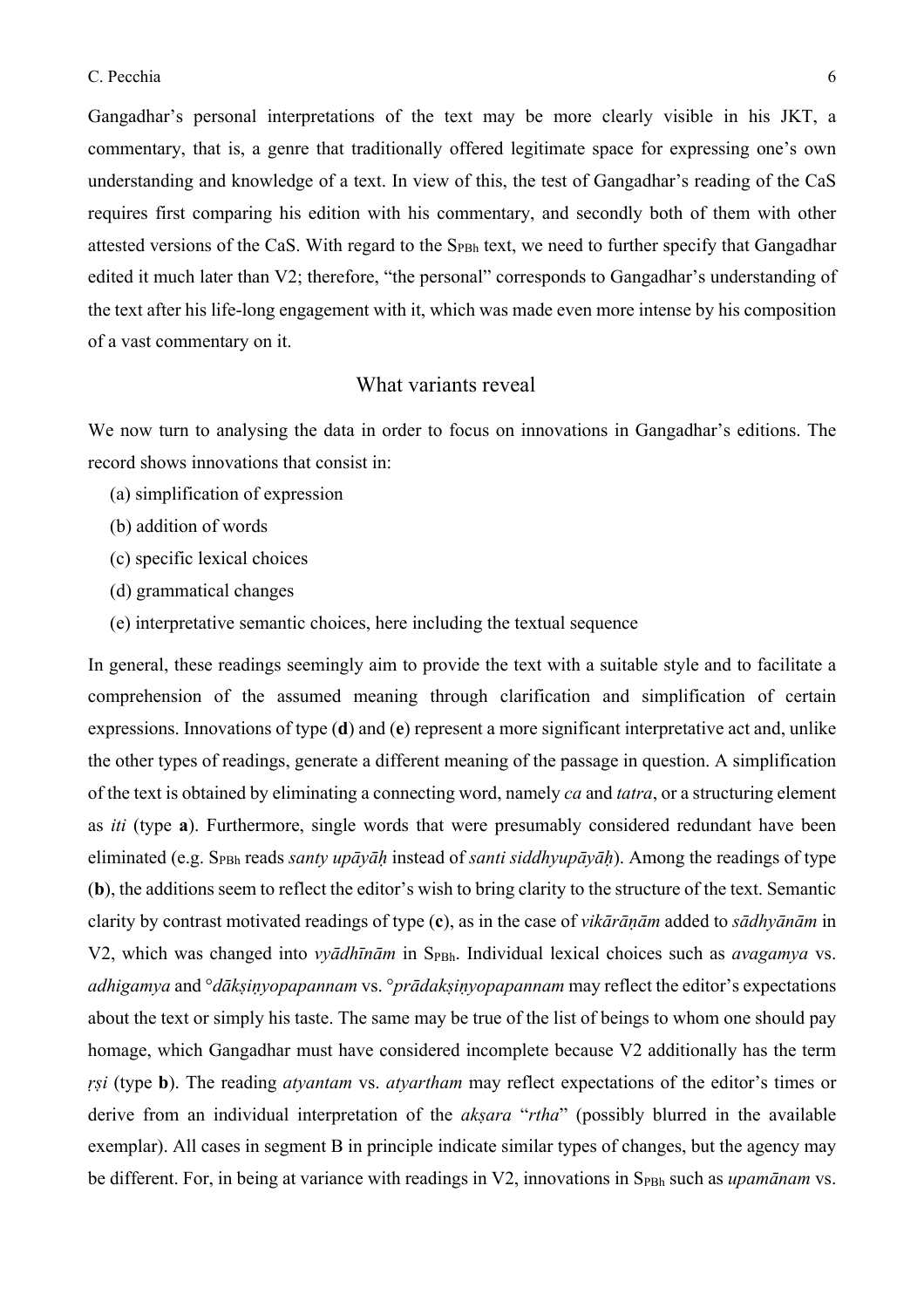Gangadhar's personal interpretations of the text may be more clearly visible in his JKT, a commentary, that is, a genre that traditionally offered legitimate space for expressing one's own understanding and knowledge of a text. In view of this, the test of Gangadhar's reading of the CaS requires first comparing his edition with his commentary, and secondly both of them with other attested versions of the CaS. With regard to the $S_{PBh}$ text, we need to further specify that Gangadhar edited it much later than V2; therefore, "the personal" corresponds to Gangadhar's understanding of the text after his life-long engagement with it, which was made even more intense by his composition of a vast commentary on it.

## What variants reveal

We now turn to analysing the data in order to focus on innovations in Gangadhar's editions. The record shows innovations that consist in:

(a) simplification of expression

(b) addition of words

(c) specific lexical choices

(d) grammatical changes

(e) interpretative semantic choices, here including the textual sequence

In general, these readings seemingly aim to provide the text with a suitable style and to facilitate a comprehension of the assumed meaning through clarification and simplification of certain expressions. Innovations of type (**d**) and (**e**) represent a more significant interpretative act and, unlike the other types of readings, generate a different meaning of the passage in question. A simplification of the text is obtained by eliminating a connecting word, namely *ca* and *tatra*, or a structuring element as *iti* (type **a**). Furthermore, single words that were presumably considered redundant have been eliminated (e.g. $S_{PBh}$ reads *santy upāyāḥ* instead of *santi siddhyupāyāḥ*). Among the readings of type (**b**), the additions seem to reflect the editor's wish to bring clarity to the structure of the text. Semantic clarity by contrast motivated readings of type (**c**), as in the case of *vikārāṇām* added to *sādhyānām* in V2, which was changed into *vyādhīnām* in $S_{PBh}$. Individual lexical choices such as *avagamya* vs. *adhigamya* and °*dākṣiṇyopapannam* vs. °*prādakṣiṇyopapannam* may reflect the editor's expectations about the text or simply his taste. The same may be true of the list of beings to whom one should pay homage, which Gangadhar must have considered incomplete because V2 additionally has the term *ṛṣi* (type **b**). The reading *atyantam* vs. *atyartham* may reflect expectations of the editor's times or derive from an individual interpretation of the *akṣara* "*rtha*" (possibly blurred in the available exemplar). All cases in segment B in principle indicate similar types of changes, but the agency may be different. For, in being at variance with readings in V2, innovations in $S_{PBh}$ such as *upamānam* vs.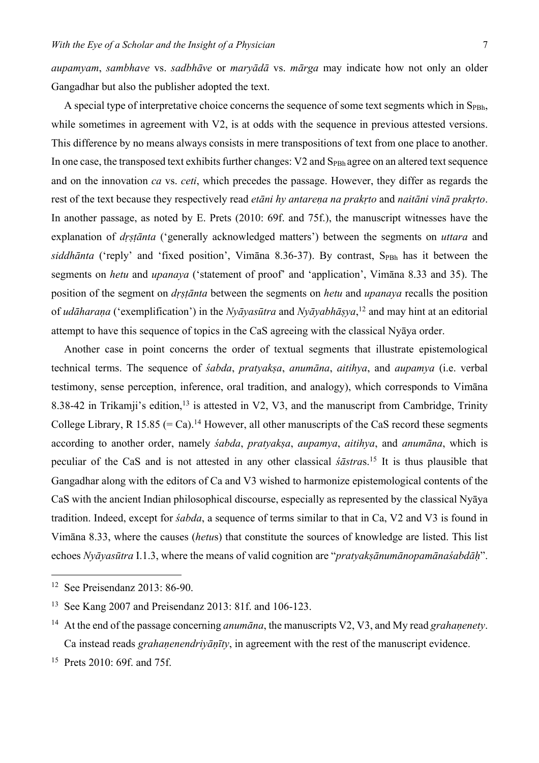*aupamyam*, *sambhave* vs. *sadbhāve* or *maryādā* vs. *mārga* may indicate how not only an older Gangadhar but also the publisher adopted the text.

A special type of interpretative choice concerns the sequence of some text segments which in $S_{PBh}$, while sometimes in agreement with V2, is at odds with the sequence in previous attested versions. This difference by no means always consists in mere transpositions of text from one place to another. In one case, the transposed text exhibits further changes: V2 and $S_{PBh}$ agree on an altered text sequence and on the innovation *ca* vs. *ceti*, which precedes the passage. However, they differ as regards the rest of the text because they respectively read *etāni hy antareṇa na prakṛto* and *naitāni vinā prakṛto*. In another passage, as noted by E. Prets (2010: 69f. and 75f.), the manuscript witnesses have the explanation of *dṛṣṭānta* ('generally acknowledged matters') between the segments on *uttara* and *siddhānta* ('reply' and 'fixed position', Vimāna 8.36-37). By contrast, $S_{PBh}$ has it between the segments on *hetu* and *upanaya* ('statement of proof' and 'application', Vimāna 8.33 and 35). The position of the segment on *dṛṣṭānta* between the segments on *hetu* and *upanaya* recalls the position of *udāharaṇa* ('exemplification') in the *Nyāyasūtra* and *Nyāyabhāṣya*,[12] and may hint at an editorial attempt to have this sequence of topics in the CaS agreeing with the classical Nyāya order.

Another case in point concerns the order of textual segments that illustrate epistemological technical terms. The sequence of *śabda*, *pratyakṣa*, *anumāna*, *aitihya*, and *aupamya* (i.e. verbal testimony, sense perception, inference, oral tradition, and analogy), which corresponds to Vimāna 8.38-42 in Trikamji's edition,[13] is attested in V2, V3, and the manuscript from Cambridge, Trinity College Library, R 15.85 (= Ca).[14] However, all other manuscripts of the CaS record these segments according to another order, namely *śabda*, *pratyakṣa*, *aupamya*, *aitihya*, and *anumāna*, which is peculiar of the CaS and is not attested in any other classical *śāstra*s.[15] It is thus plausible that Gangadhar along with the editors of Ca and V3 wished to harmonize epistemological contents of the CaS with the ancient Indian philosophical discourse, especially as represented by the classical Nyāya tradition. Indeed, except for *śabda*, a sequence of terms similar to that in Ca, V2 and V3 is found in Vimāna 8.33, where the causes (*hetu*s) that constitute the sources of knowledge are listed. This list echoes *Nyāyasūtra* I.1.3, where the means of valid cognition are "*pratyakṣānumānopamānaśabdāḥ*".

---

[12] See Preisendanz 2013: 86-90.

[13] See Kang 2007 and Preisendanz 2013: 81f. and 106-123.

[14] At the end of the passage concerning *anumāna*, the manuscripts V2, V3, and My read *grahaṇenety*. Ca instead reads *grahaṇenendriyāṇīty*, in agreement with the rest of the manuscript evidence.

[15] Prets 2010: 69f. and 75f.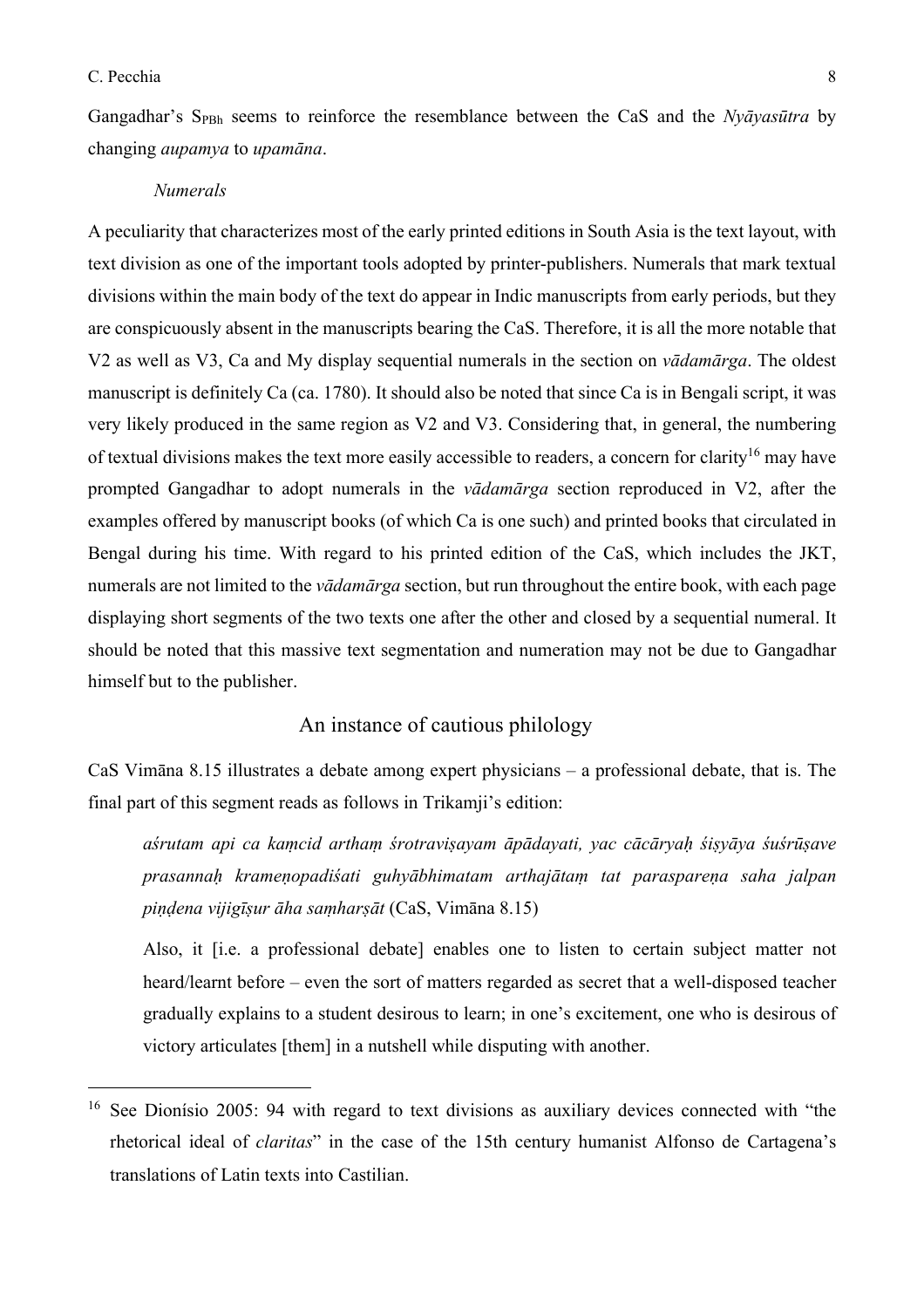Gangadhar's $S_{PBh}$ seems to reinforce the resemblance between the CaS and the *Nyāyasūtra* by changing *aupamya* to *upamāna*.

*Numerals*

A peculiarity that characterizes most of the early printed editions in South Asia is the text layout, with text division as one of the important tools adopted by printer-publishers. Numerals that mark textual divisions within the main body of the text do appear in Indic manuscripts from early periods, but they are conspicuously absent in the manuscripts bearing the CaS. Therefore, it is all the more notable that V2 as well as V3, Ca and My display sequential numerals in the section on *vādamārga*. The oldest manuscript is definitely Ca (ca. 1780). It should also be noted that since Ca is in Bengali script, it was very likely produced in the same region as V2 and V3. Considering that, in general, the numbering of textual divisions makes the text more easily accessible to readers, a concern for clarity[16] may have prompted Gangadhar to adopt numerals in the *vādamārga* section reproduced in V2, after the examples offered by manuscript books (of which Ca is one such) and printed books that circulated in Bengal during his time. With regard to his printed edition of the CaS, which includes the JKT, numerals are not limited to the *vādamārga* section, but run throughout the entire book, with each page displaying short segments of the two texts one after the other and closed by a sequential numeral. It should be noted that this massive text segmentation and numeration may not be due to Gangadhar himself but to the publisher.

## An instance of cautious philology

CaS Vimāna 8.15 illustrates a debate among expert physicians – a professional debate, that is. The final part of this segment reads as follows in Trikamji's edition:

> *aśrutam api ca kaṃcid arthaṃ śrotraviṣayam āpādayati, yac cācāryaḥ śiṣyāya śuśrūṣave prasannaḥ krameṇopadiśati guhyābhimatam arthajātaṃ tat paraspareṇa saha jalpan piṇḍena vijigīṣur āha saṃharṣāt* (CaS, Vimāna 8.15)
>
> Also, it [i.e. a professional debate] enables one to listen to certain subject matter not heard/learnt before – even the sort of matters regarded as secret that a well-disposed teacher gradually explains to a student desirous to learn; in one's excitement, one who is desirous of victory articulates [them] in a nutshell while disputing with another.

[16] See Dionísio 2005: 94 with regard to text divisions as auxiliary devices connected with "the rhetorical ideal of *claritas*" in the case of the 15th century humanist Alfonso de Cartagena's translations of Latin texts into Castilian.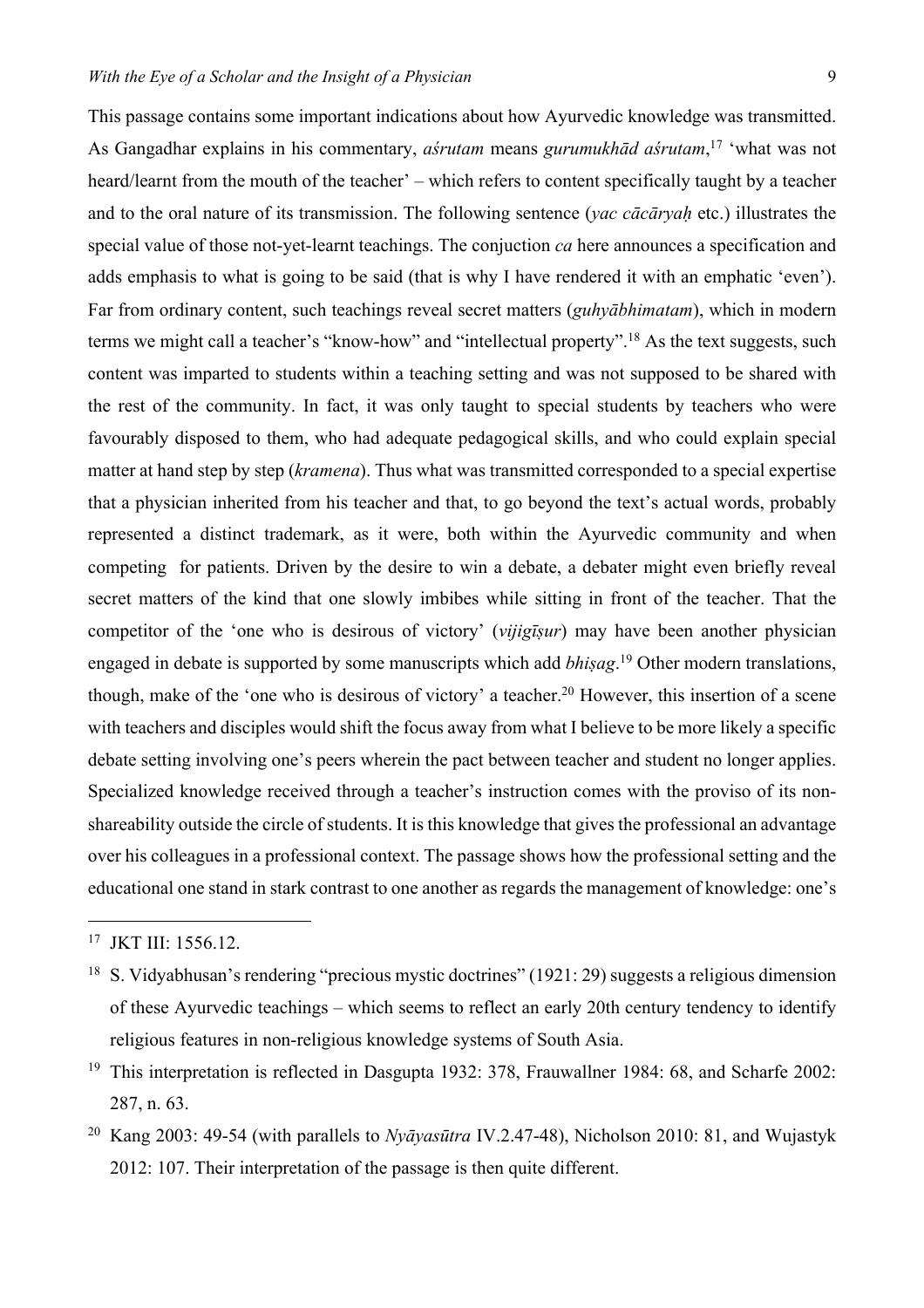This passage contains some important indications about how Ayurvedic knowledge was transmitted. As Gangadhar explains in his commentary, *aśrutam* means *gurumukhād aśrutam*,[17] 'what was not heard/learnt from the mouth of the teacher' – which refers to content specifically taught by a teacher and to the oral nature of its transmission. The following sentence (*yac cācāryaḥ* etc.) illustrates the special value of those not-yet-learnt teachings. The conjuction *ca* here announces a specification and adds emphasis to what is going to be said (that is why I have rendered it with an emphatic 'even'). Far from ordinary content, such teachings reveal secret matters (*guhyābhimatam*), which in modern terms we might call a teacher's "know-how" and "intellectual property".[18] As the text suggests, such content was imparted to students within a teaching setting and was not supposed to be shared with the rest of the community. In fact, it was only taught to special students by teachers who were favourably disposed to them, who had adequate pedagogical skills, and who could explain special matter at hand step by step (*kramena*). Thus what was transmitted corresponded to a special expertise that a physician inherited from his teacher and that, to go beyond the text's actual words, probably represented a distinct trademark, as it were, both within the Ayurvedic community and when competing for patients. Driven by the desire to win a debate, a debater might even briefly reveal secret matters of the kind that one slowly imbibes while sitting in front of the teacher. That the competitor of the 'one who is desirous of victory' (*vijigīṣur*) may have been another physician engaged in debate is supported by some manuscripts which add *bhiṣag*.[19] Other modern translations, though, make of the 'one who is desirous of victory' a teacher.[20] However, this insertion of a scene with teachers and disciples would shift the focus away from what I believe to be more likely a specific debate setting involving one's peers wherein the pact between teacher and student no longer applies. Specialized knowledge received through a teacher's instruction comes with the proviso of its non-shareability outside the circle of students. It is this knowledge that gives the professional an advantage over his colleagues in a professional context. The passage shows how the professional setting and the educational one stand in stark contrast to one another as regards the management of knowledge: one's

---

[17] JKT III: 1556.12.

[18] S. Vidyabhusan's rendering "precious mystic doctrines" (1921: 29) suggests a religious dimension of these Ayurvedic teachings – which seems to reflect an early 20th century tendency to identify religious features in non-religious knowledge systems of South Asia.

[19] This interpretation is reflected in Dasgupta 1932: 378, Frauwallner 1984: 68, and Scharfe 2002: 287, n. 63.

[20] Kang 2003: 49-54 (with parallels to *Nyāyasūtra* IV.2.47-48), Nicholson 2010: 81, and Wujastyk 2012: 107. Their interpretation of the passage is then quite different.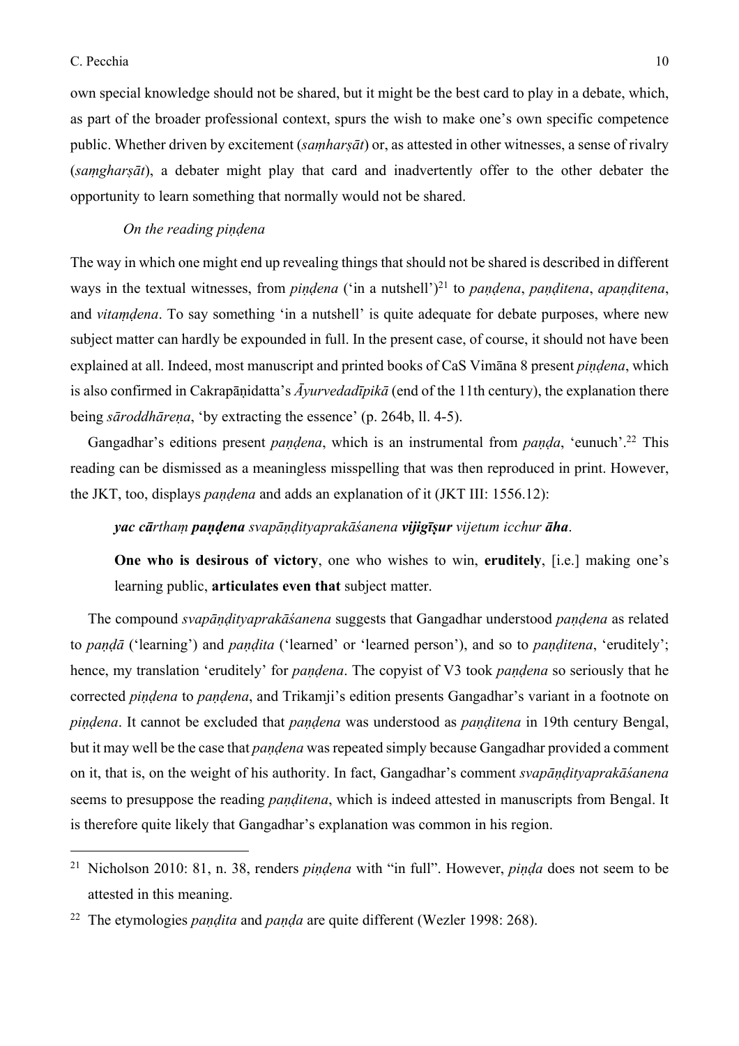own special knowledge should not be shared, but it might be the best card to play in a debate, which, as part of the broader professional context, spurs the wish to make one's own specific competence public. Whether driven by excitement (*saṃharṣāt*) or, as attested in other witnesses, a sense of rivalry (*saṃgharṣāt*), a debater might play that card and inadvertently offer to the other debater the opportunity to learn something that normally would not be shared.

### *On the reading piṇḍena*

The way in which one might end up revealing things that should not be shared is described in different ways in the textual witnesses, from *piṇḍena* ('in a nutshell')[21] to *paṇḍena*, *paṇḍitena*, *apaṇḍitena*, and *vitaṃḍena*. To say something 'in a nutshell' is quite adequate for debate purposes, where new subject matter can hardly be expounded in full. In the present case, of course, it should not have been explained at all. Indeed, most manuscript and printed books of CaS Vimāna 8 present *piṇḍena*, which is also confirmed in Cakrapāṇidatta's *Āyurvedadīpikā* (end of the 11th century), the explanation there being *sāroddhāreṇa*, 'by extracting the essence' (p. 264b, ll. 4-5).

Gangadhar's editions present *paṇḍena*, which is an instrumental from *paṇḍa*, 'eunuch'.[22] This reading can be dismissed as a meaningless misspelling that was then reproduced in print. However, the JKT, too, displays *paṇḍena* and adds an explanation of it (JKT III: 1556.12):

> ***yac cā****rthaṃ* ***paṇḍena*** *svapāṇḍityaprakāśanena* ***vijigīṣur*** *vijetum icchur* ***āha***.
>
> **One who is desirous of victory**, one who wishes to win, **eruditely**, [i.e.] making one's learning public, **articulates even that** subject matter.

The compound *svapāṇḍityaprakāśanena* suggests that Gangadhar understood *paṇḍena* as related to *paṇḍā* ('learning') and *paṇḍita* ('learned' or 'learned person'), and so to *paṇḍitena*, 'eruditely'; hence, my translation 'eruditely' for *paṇḍena*. The copyist of V3 took *paṇḍena* so seriously that he corrected *piṇḍena* to *paṇḍena*, and Trikamji's edition presents Gangadhar's variant in a footnote on *piṇḍena*. It cannot be excluded that *paṇḍena* was understood as *paṇḍitena* in 19th century Bengal, but it may well be the case that *paṇḍena* was repeated simply because Gangadhar provided a comment on it, that is, on the weight of his authority. In fact, Gangadhar's comment *svapāṇḍityaprakāśanena* seems to presuppose the reading *paṇḍitena*, which is indeed attested in manuscripts from Bengal. It is therefore quite likely that Gangadhar's explanation was common in his region.

---

[21] Nicholson 2010: 81, n. 38, renders *piṇḍena* with "in full". However, *piṇḍa* does not seem to be attested in this meaning.

[22] The etymologies *paṇḍita* and *paṇḍa* are quite different (Wezler 1998: 268).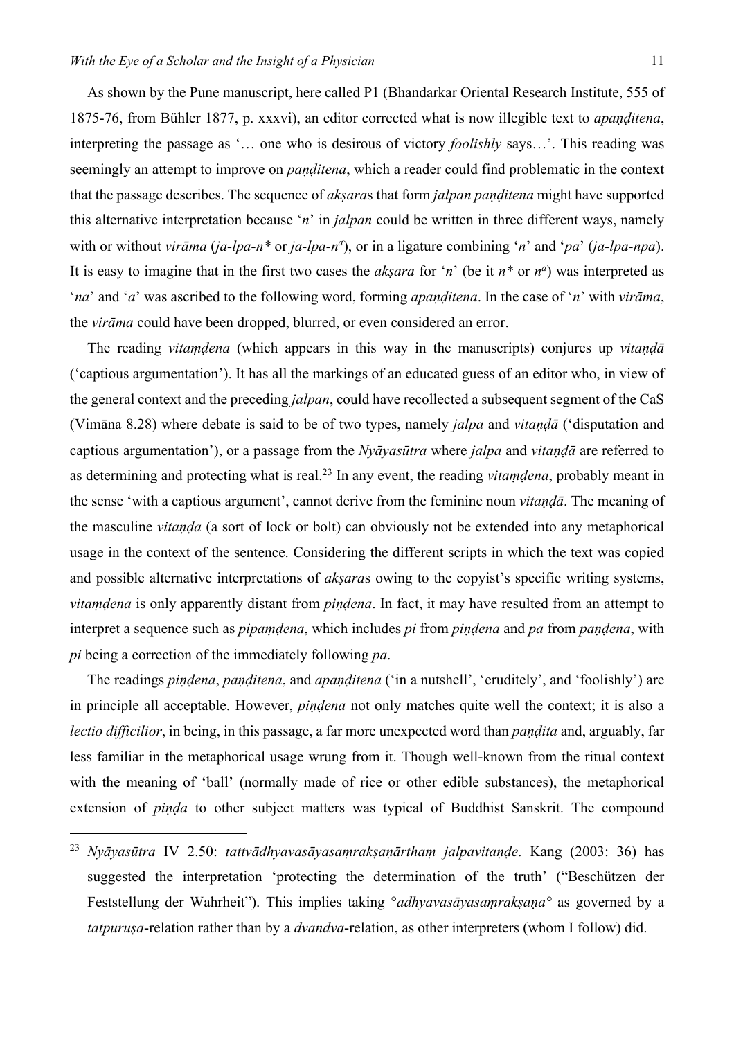As shown by the Pune manuscript, here called P1 (Bhandarkar Oriental Research Institute, 555 of 1875-76, from Bühler 1877, p. xxxvi), an editor corrected what is now illegible text to *apaṇḍitena*, interpreting the passage as '… one who is desirous of victory *foolishly* says…'. This reading was seemingly an attempt to improve on *paṇḍitena*, which a reader could find problematic in the context that the passage describes. The sequence of *akṣara*s that form *jalpan paṇḍitena* might have supported this alternative interpretation because '*n*' in *jalpan* could be written in three different ways, namely with or without *virāma* (*ja-lpa-n\** or *ja-lpa-n*$^{a}$), or in a ligature combining '*n*' and '*pa*' (*ja-lpa-npa*). It is easy to imagine that in the first two cases the *akṣara* for '*n*' (be it *n\** or *n*$^{a}$) was interpreted as '*na*' and '*a*' was ascribed to the following word, forming *apaṇḍitena*. In the case of '*n*' with *virāma*, the *virāma* could have been dropped, blurred, or even considered an error.

The reading *vitaṃḍena* (which appears in this way in the manuscripts) conjures up *vitaṇḍā* ('captious argumentation'). It has all the markings of an educated guess of an editor who, in view of the general context and the preceding *jalpan*, could have recollected a subsequent segment of the CaS (Vimāna 8.28) where debate is said to be of two types, namely *jalpa* and *vitaṇḍā* ('disputation and captious argumentation'), or a passage from the *Nyāyasūtra* where *jalpa* and *vitaṇḍā* are referred to as determining and protecting what is real.[23] In any event, the reading *vitaṃḍena*, probably meant in the sense 'with a captious argument', cannot derive from the feminine noun *vitaṇḍā*. The meaning of the masculine *vitaṇḍa* (a sort of lock or bolt) can obviously not be extended into any metaphorical usage in the context of the sentence. Considering the different scripts in which the text was copied and possible alternative interpretations of *akṣara*s owing to the copyist's specific writing systems, *vitaṃḍena* is only apparently distant from *piṇḍena*. In fact, it may have resulted from an attempt to interpret a sequence such as *pipaṃḍena*, which includes *pi* from *piṇḍena* and *pa* from *paṇḍena*, with *pi* being a correction of the immediately following *pa*.

The readings *piṇḍena*, *paṇḍitena*, and *apaṇḍitena* ('in a nutshell', 'eruditely', and 'foolishly') are in principle all acceptable. However, *piṇḍena* not only matches quite well the context; it is also a *lectio difficilior*, in being, in this passage, a far more unexpected word than *paṇḍita* and, arguably, far less familiar in the metaphorical usage wrung from it. Though well-known from the ritual context with the meaning of 'ball' (normally made of rice or other edible substances), the metaphorical extension of *piṇḍa* to other subject matters was typical of Buddhist Sanskrit. The compound

---

[23] *Nyāyasūtra* IV 2.50: *tattvādhyavasāyasaṃrakṣaṇārthaṃ jalpavitaṇḍe*. Kang (2003: 36) has suggested the interpretation 'protecting the determination of the truth' ("Beschützen der Feststellung der Wahrheit"). This implies taking *°adhyavasāyasaṃrakṣaṇa°* as governed by a *tatpuruṣa*-relation rather than by a *dvandva*-relation, as other interpreters (whom I follow) did.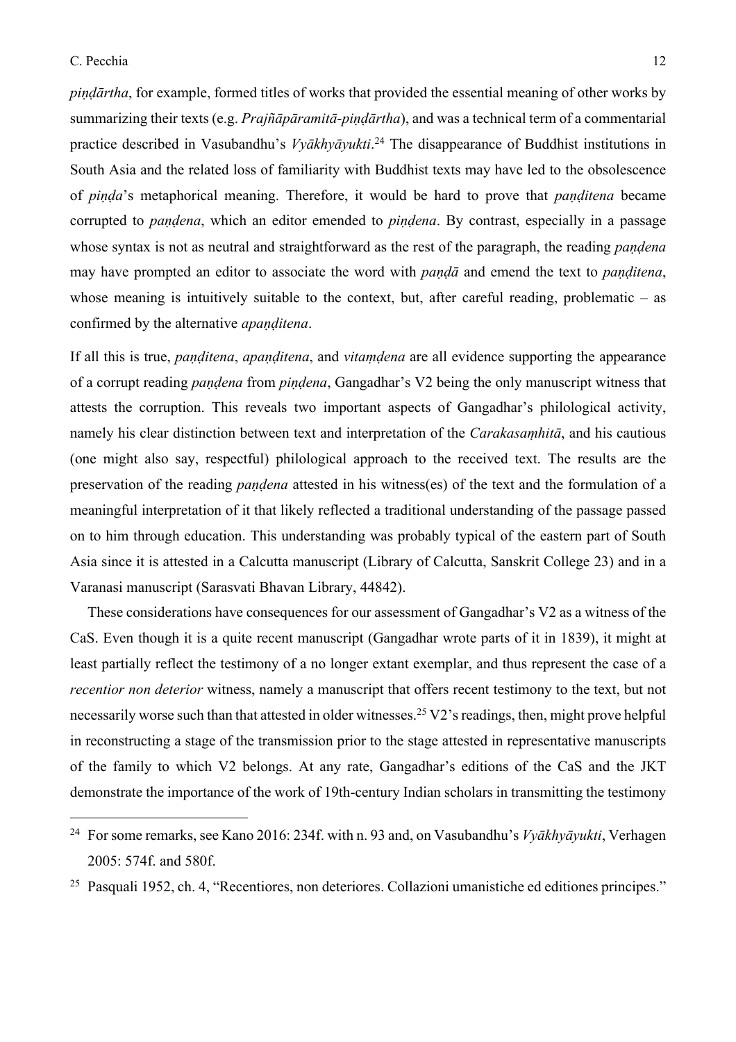*piṇḍārtha*, for example, formed titles of works that provided the essential meaning of other works by summarizing their texts (e.g. *Prajñāpāramitā-piṇḍārtha*), and was a technical term of a commentarial practice described in Vasubandhu's *Vyākhyāyukti*.[24] The disappearance of Buddhist institutions in South Asia and the related loss of familiarity with Buddhist texts may have led to the obsolescence of *piṇḍa*'s metaphorical meaning. Therefore, it would be hard to prove that *paṇḍitena* became corrupted to *paṇḍena*, which an editor emended to *piṇḍena*. By contrast, especially in a passage whose syntax is not as neutral and straightforward as the rest of the paragraph, the reading *paṇḍena* may have prompted an editor to associate the word with *paṇḍā* and emend the text to *paṇḍitena*, whose meaning is intuitively suitable to the context, but, after careful reading, problematic – as confirmed by the alternative *apaṇḍitena*.

If all this is true, *paṇḍitena*, *apaṇḍitena*, and *vitaṃḍena* are all evidence supporting the appearance of a corrupt reading *paṇḍena* from *piṇḍena*, Gangadhar's V2 being the only manuscript witness that attests the corruption. This reveals two important aspects of Gangadhar's philological activity, namely his clear distinction between text and interpretation of the *Carakasaṃhitā*, and his cautious (one might also say, respectful) philological approach to the received text. The results are the preservation of the reading *paṇḍena* attested in his witness(es) of the text and the formulation of a meaningful interpretation of it that likely reflected a traditional understanding of the passage passed on to him through education. This understanding was probably typical of the eastern part of South Asia since it is attested in a Calcutta manuscript (Library of Calcutta, Sanskrit College 23) and in a Varanasi manuscript (Sarasvati Bhavan Library, 44842).

These considerations have consequences for our assessment of Gangadhar's V2 as a witness of the CaS. Even though it is a quite recent manuscript (Gangadhar wrote parts of it in 1839), it might at least partially reflect the testimony of a no longer extant exemplar, and thus represent the case of a *recentior non deterior* witness, namely a manuscript that offers recent testimony to the text, but not necessarily worse such than that attested in older witnesses.[25] V2's readings, then, might prove helpful in reconstructing a stage of the transmission prior to the stage attested in representative manuscripts of the family to which V2 belongs. At any rate, Gangadhar's editions of the CaS and the JKT demonstrate the importance of the work of 19th-century Indian scholars in transmitting the testimony

---

[24] For some remarks, see Kano 2016: 234f. with n. 93 and, on Vasubandhu's *Vyākhyāyukti*, Verhagen 2005: 574f. and 580f.

[25] Pasquali 1952, ch. 4, "Recentiores, non deteriores. Collazioni umanistiche ed editiones principes."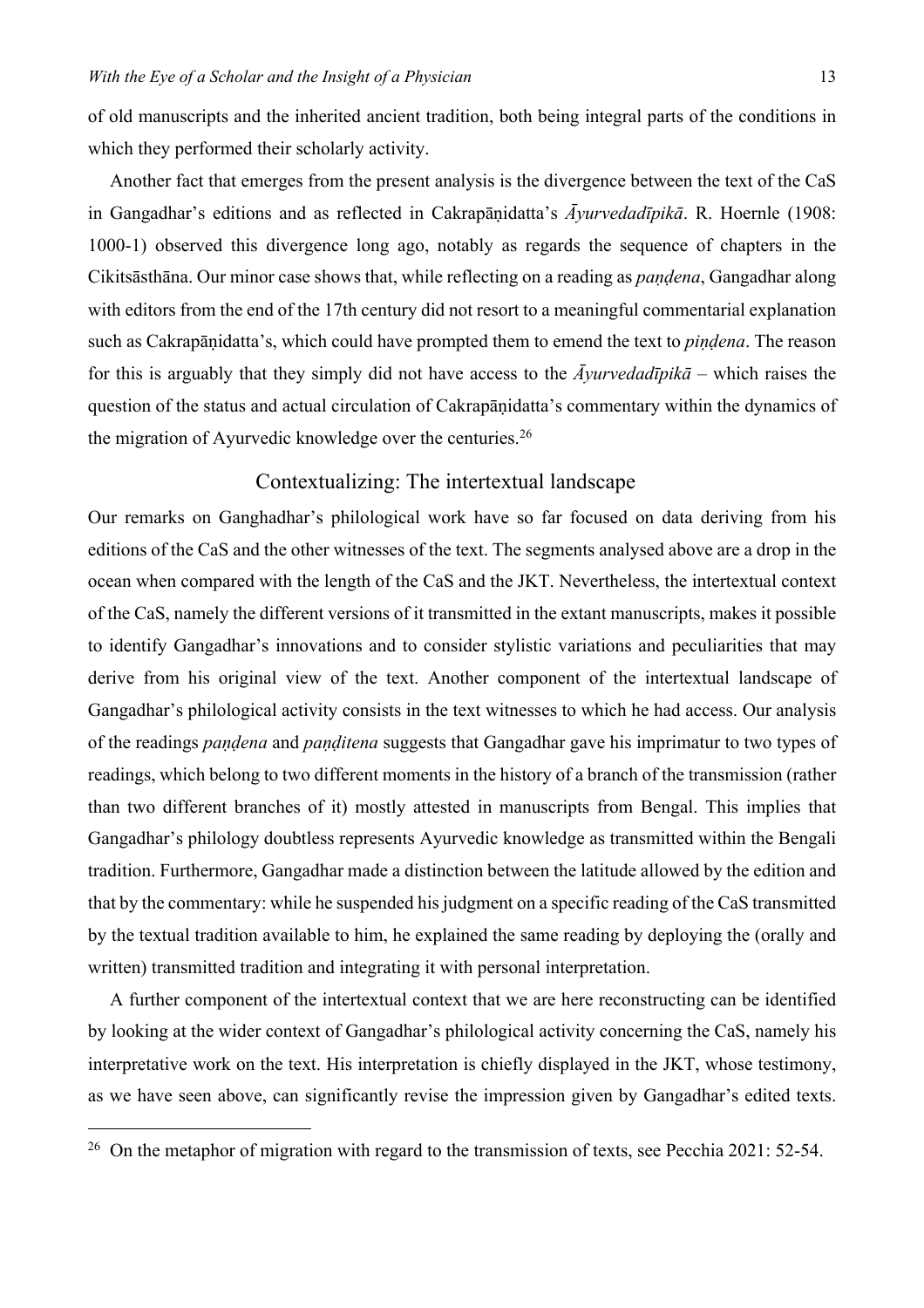of old manuscripts and the inherited ancient tradition, both being integral parts of the conditions in which they performed their scholarly activity.

Another fact that emerges from the present analysis is the divergence between the text of the CaS in Gangadhar's editions and as reflected in Cakrapāṇidatta's *Āyurvedadīpikā*. R. Hoernle (1908: 1000-1) observed this divergence long ago, notably as regards the sequence of chapters in the Cikitsāsthāna. Our minor case shows that, while reflecting on a reading as *paṇḍena*, Gangadhar along with editors from the end of the 17th century did not resort to a meaningful commentarial explanation such as Cakrapāṇidatta's, which could have prompted them to emend the text to *piṇḍena*. The reason for this is arguably that they simply did not have access to the *Āyurvedadīpikā* – which raises the question of the status and actual circulation of Cakrapāṇidatta's commentary within the dynamics of the migration of Ayurvedic knowledge over the centuries.[26]

## Contextualizing: The intertextual landscape

Our remarks on Ganghadhar's philological work have so far focused on data deriving from his editions of the CaS and the other witnesses of the text. The segments analysed above are a drop in the ocean when compared with the length of the CaS and the JKT. Nevertheless, the intertextual context of the CaS, namely the different versions of it transmitted in the extant manuscripts, makes it possible to identify Gangadhar's innovations and to consider stylistic variations and peculiarities that may derive from his original view of the text. Another component of the intertextual landscape of Gangadhar's philological activity consists in the text witnesses to which he had access. Our analysis of the readings *paṇḍena* and *paṇḍitena* suggests that Gangadhar gave his imprimatur to two types of readings, which belong to two different moments in the history of a branch of the transmission (rather than two different branches of it) mostly attested in manuscripts from Bengal. This implies that Gangadhar's philology doubtless represents Ayurvedic knowledge as transmitted within the Bengali tradition. Furthermore, Gangadhar made a distinction between the latitude allowed by the edition and that by the commentary: while he suspended his judgment on a specific reading of the CaS transmitted by the textual tradition available to him, he explained the same reading by deploying the (orally and written) transmitted tradition and integrating it with personal interpretation.

A further component of the intertextual context that we are here reconstructing can be identified by looking at the wider context of Gangadhar's philological activity concerning the CaS, namely his interpretative work on the text. His interpretation is chiefly displayed in the JKT, whose testimony, as we have seen above, can significantly revise the impression given by Gangadhar's edited texts.

---

[26] On the metaphor of migration with regard to the transmission of texts, see Pecchia 2021: 52-54.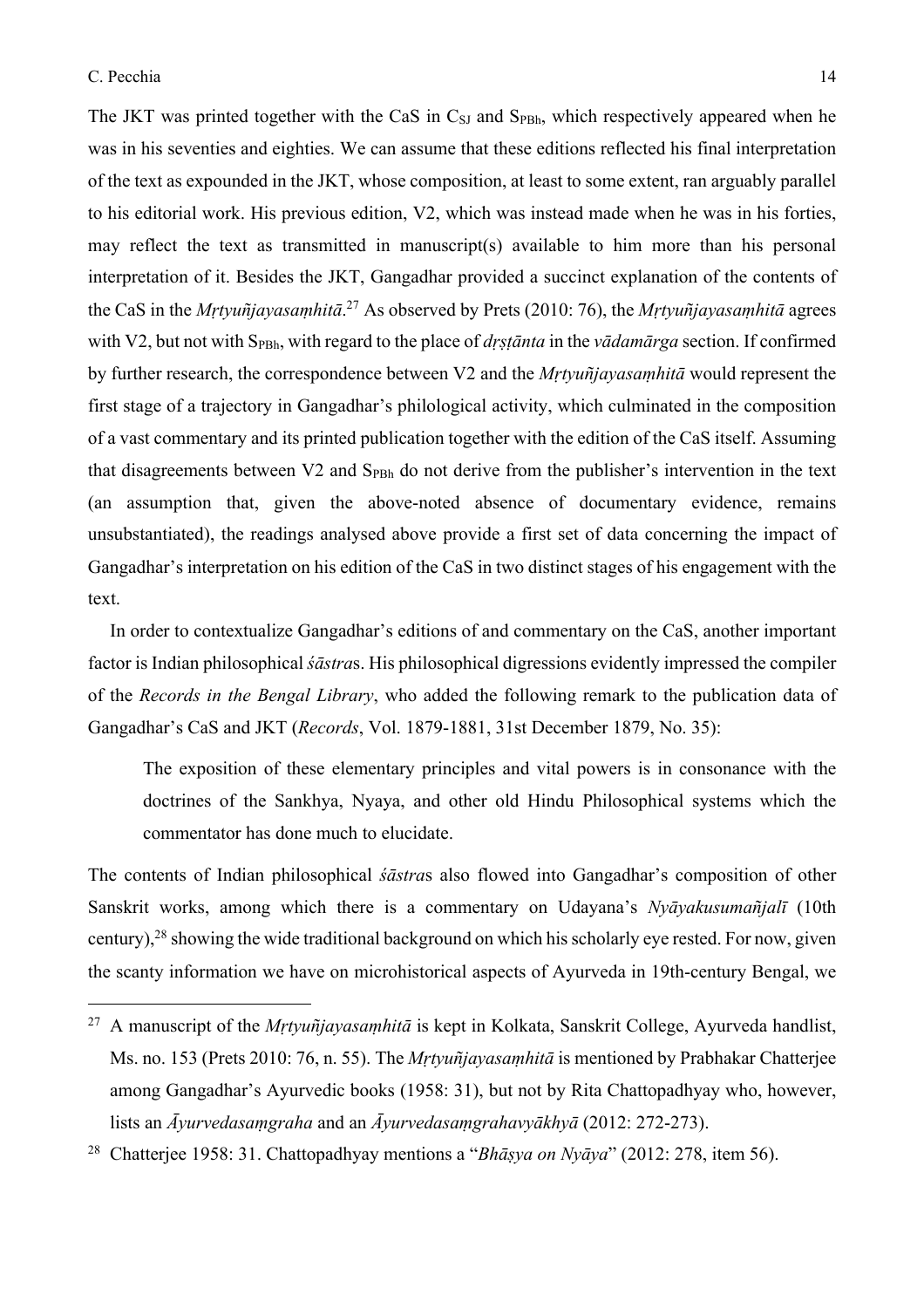The JKT was printed together with the CaS in $C_{SJ}$ and $S_{PBh}$, which respectively appeared when he was in his seventies and eighties. We can assume that these editions reflected his final interpretation of the text as expounded in the JKT, whose composition, at least to some extent, ran arguably parallel to his editorial work. His previous edition, V2, which was instead made when he was in his forties, may reflect the text as transmitted in manuscript(s) available to him more than his personal interpretation of it. Besides the JKT, Gangadhar provided a succinct explanation of the contents of the CaS in the *Mṛtyuñjayasaṃhitā*.[27] As observed by Prets (2010: 76), the *Mṛtyuñjayasaṃhitā* agrees with V2, but not with $S_{PBh}$, with regard to the place of *dṛṣṭānta* in the *vādamārga* section. If confirmed by further research, the correspondence between V2 and the *Mṛtyuñjayasaṃhitā* would represent the first stage of a trajectory in Gangadhar's philological activity, which culminated in the composition of a vast commentary and its printed publication together with the edition of the CaS itself. Assuming that disagreements between V2 and $S_{PBh}$ do not derive from the publisher's intervention in the text (an assumption that, given the above-noted absence of documentary evidence, remains unsubstantiated), the readings analysed above provide a first set of data concerning the impact of Gangadhar's interpretation on his edition of the CaS in two distinct stages of his engagement with the text.

In order to contextualize Gangadhar's editions of and commentary on the CaS, another important factor is Indian philosophical *śāstra*s. His philosophical digressions evidently impressed the compiler of the *Records in the Bengal Library*, who added the following remark to the publication data of Gangadhar's CaS and JKT (*Records*, Vol. 1879-1881, 31st December 1879, No. 35):

> The exposition of these elementary principles and vital powers is in consonance with the doctrines of the Sankhya, Nyaya, and other old Hindu Philosophical systems which the commentator has done much to elucidate.

The contents of Indian philosophical *śāstra*s also flowed into Gangadhar's composition of other Sanskrit works, among which there is a commentary on Udayana's *Nyāyakusumañjalī* (10th century),[28] showing the wide traditional background on which his scholarly eye rested. For now, given the scanty information we have on microhistorical aspects of Ayurveda in 19th-century Bengal, we

---

[27] A manuscript of the *Mṛtyuñjayasaṃhitā* is kept in Kolkata, Sanskrit College, Ayurveda handlist, Ms. no. 153 (Prets 2010: 76, n. 55). The *Mṛtyuñjayasaṃhitā* is mentioned by Prabhakar Chatterjee among Gangadhar's Ayurvedic books (1958: 31), but not by Rita Chattopadhyay who, however, lists an *Āyurvedasaṃgraha* and an *Āyurvedasaṃgrahavyākhyā* (2012: 272-273).

[28] Chatterjee 1958: 31. Chattopadhyay mentions a "*Bhāṣya on Nyāya*" (2012: 278, item 56).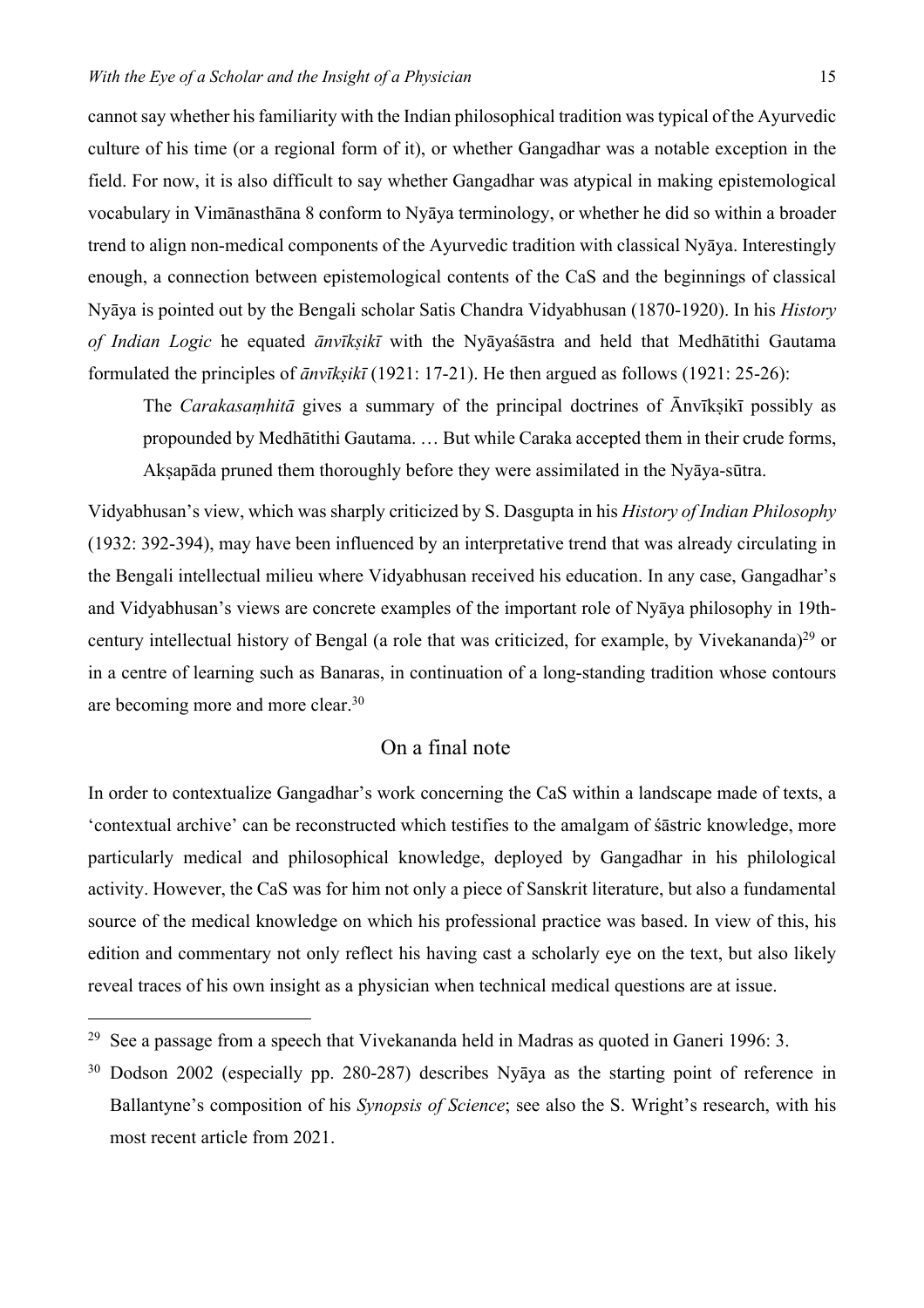cannot say whether his familiarity with the Indian philosophical tradition was typical of the Ayurvedic culture of his time (or a regional form of it), or whether Gangadhar was a notable exception in the field. For now, it is also difficult to say whether Gangadhar was atypical in making epistemological vocabulary in Vimānasthāna 8 conform to Nyāya terminology, or whether he did so within a broader trend to align non-medical components of the Ayurvedic tradition with classical Nyāya. Interestingly enough, a connection between epistemological contents of the CaS and the beginnings of classical Nyāya is pointed out by the Bengali scholar Satis Chandra Vidyabhusan (1870-1920). In his *History of Indian Logic* he equated *ānvīkṣikī* with the Nyāyaśāstra and held that Medhātithi Gautama formulated the principles of *ānvīkṣikī* (1921: 17-21). He then argued as follows (1921: 25-26):

> The *Carakasaṃhitā* gives a summary of the principal doctrines of Ānvīkṣikī possibly as propounded by Medhātithi Gautama. … But while Caraka accepted them in their crude forms, Akṣapāda pruned them thoroughly before they were assimilated in the Nyāya-sūtra.

Vidyabhusan's view, which was sharply criticized by S. Dasgupta in his *History of Indian Philosophy* (1932: 392-394), may have been influenced by an interpretative trend that was already circulating in the Bengali intellectual milieu where Vidyabhusan received his education. In any case, Gangadhar's and Vidyabhusan's views are concrete examples of the important role of Nyāya philosophy in 19th-century intellectual history of Bengal (a role that was criticized, for example, by Vivekananda)[29] or in a centre of learning such as Banaras, in continuation of a long-standing tradition whose contours are becoming more and more clear.[30]

## On a final note

In order to contextualize Gangadhar's work concerning the CaS within a landscape made of texts, a 'contextual archive' can be reconstructed which testifies to the amalgam of śāstric knowledge, more particularly medical and philosophical knowledge, deployed by Gangadhar in his philological activity. However, the CaS was for him not only a piece of Sanskrit literature, but also a fundamental source of the medical knowledge on which his professional practice was based. In view of this, his edition and commentary not only reflect his having cast a scholarly eye on the text, but also likely reveal traces of his own insight as a physician when technical medical questions are at issue.

---

[29] See a passage from a speech that Vivekananda held in Madras as quoted in Ganeri 1996: 3.

[30] Dodson 2002 (especially pp. 280-287) describes Nyāya as the starting point of reference in Ballantyne's composition of his *Synopsis of Science*; see also the S. Wright's research, with his most recent article from 2021.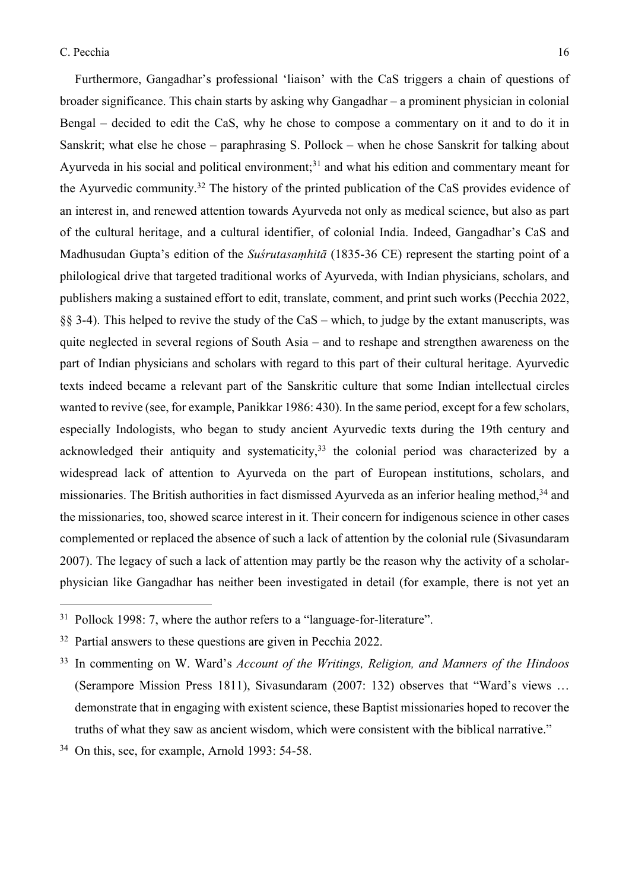Furthermore, Gangadhar's professional 'liaison' with the CaS triggers a chain of questions of broader significance. This chain starts by asking why Gangadhar – a prominent physician in colonial Bengal – decided to edit the CaS, why he chose to compose a commentary on it and to do it in Sanskrit; what else he chose – paraphrasing S. Pollock – when he chose Sanskrit for talking about Ayurveda in his social and political environment;[31] and what his edition and commentary meant for the Ayurvedic community.[32] The history of the printed publication of the CaS provides evidence of an interest in, and renewed attention towards Ayurveda not only as medical science, but also as part of the cultural heritage, and a cultural identifier, of colonial India. Indeed, Gangadhar's CaS and Madhusudan Gupta's edition of the *Suśrutasaṃhitā* (1835-36 CE) represent the starting point of a philological drive that targeted traditional works of Ayurveda, with Indian physicians, scholars, and publishers making a sustained effort to edit, translate, comment, and print such works (Pecchia 2022, §§ 3-4). This helped to revive the study of the CaS – which, to judge by the extant manuscripts, was quite neglected in several regions of South Asia – and to reshape and strengthen awareness on the part of Indian physicians and scholars with regard to this part of their cultural heritage. Ayurvedic texts indeed became a relevant part of the Sanskritic culture that some Indian intellectual circles wanted to revive (see, for example, Panikkar 1986: 430). In the same period, except for a few scholars, especially Indologists, who began to study ancient Ayurvedic texts during the 19th century and acknowledged their antiquity and systematicity,[33] the colonial period was characterized by a widespread lack of attention to Ayurveda on the part of European institutions, scholars, and missionaries. The British authorities in fact dismissed Ayurveda as an inferior healing method,[34] and the missionaries, too, showed scarce interest in it. Their concern for indigenous science in other cases complemented or replaced the absence of such a lack of attention by the colonial rule (Sivasundaram 2007). The legacy of such a lack of attention may partly be the reason why the activity of a scholar-physician like Gangadhar has neither been investigated in detail (for example, there is not yet an

---

[31] Pollock 1998: 7, where the author refers to a "language-for-literature".

[32] Partial answers to these questions are given in Pecchia 2022.

[33] In commenting on W. Ward's *Account of the Writings, Religion, and Manners of the Hindoos* (Serampore Mission Press 1811), Sivasundaram (2007: 132) observes that "Ward's views … demonstrate that in engaging with existent science, these Baptist missionaries hoped to recover the truths of what they saw as ancient wisdom, which were consistent with the biblical narrative."

[34] On this, see, for example, Arnold 1993: 54-58.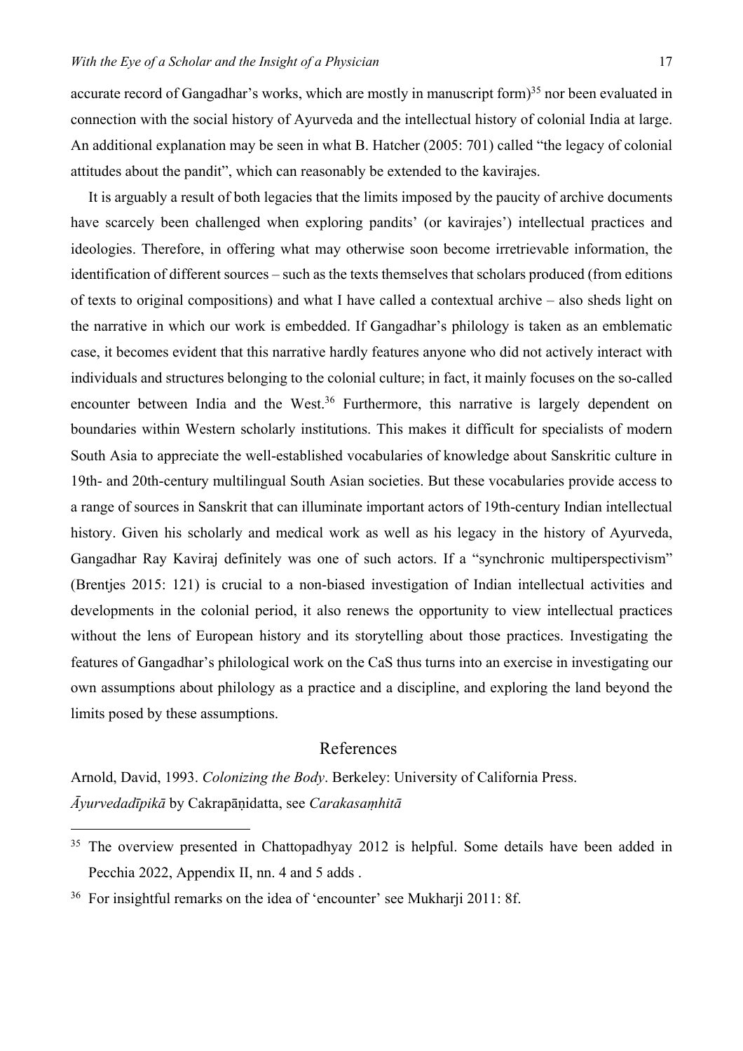accurate record of Gangadhar's works, which are mostly in manuscript form)[35] nor been evaluated in connection with the social history of Ayurveda and the intellectual history of colonial India at large. An additional explanation may be seen in what B. Hatcher (2005: 701) called "the legacy of colonial attitudes about the pandit", which can reasonably be extended to the kavirajes.

It is arguably a result of both legacies that the limits imposed by the paucity of archive documents have scarcely been challenged when exploring pandits' (or kavirajes') intellectual practices and ideologies. Therefore, in offering what may otherwise soon become irretrievable information, the identification of different sources – such as the texts themselves that scholars produced (from editions of texts to original compositions) and what I have called a contextual archive – also sheds light on the narrative in which our work is embedded. If Gangadhar's philology is taken as an emblematic case, it becomes evident that this narrative hardly features anyone who did not actively interact with individuals and structures belonging to the colonial culture; in fact, it mainly focuses on the so-called encounter between India and the West.[36] Furthermore, this narrative is largely dependent on boundaries within Western scholarly institutions. This makes it difficult for specialists of modern South Asia to appreciate the well-established vocabularies of knowledge about Sanskritic culture in 19th- and 20th-century multilingual South Asian societies. But these vocabularies provide access to a range of sources in Sanskrit that can illuminate important actors of 19th-century Indian intellectual history. Given his scholarly and medical work as well as his legacy in the history of Ayurveda, Gangadhar Ray Kaviraj definitely was one of such actors. If a "synchronic multiperspectivism" (Brentjes 2015: 121) is crucial to a non-biased investigation of Indian intellectual activities and developments in the colonial period, it also renews the opportunity to view intellectual practices without the lens of European history and its storytelling about those practices. Investigating the features of Gangadhar's philological work on the CaS thus turns into an exercise in investigating our own assumptions about philology as a practice and a discipline, and exploring the land beyond the limits posed by these assumptions.

## References

Arnold, David, 1993. *Colonizing the Body*. Berkeley: University of California Press.

*Āyurvedadīpikā* by Cakrapāṇidatta, see *Carakasaṃhitā*

---

[35] The overview presented in Chattopadhyay 2012 is helpful. Some details have been added in Pecchia 2022, Appendix II, nn. 4 and 5 adds .

[36] For insightful remarks on the idea of 'encounter' see Mukharji 2011: 8f.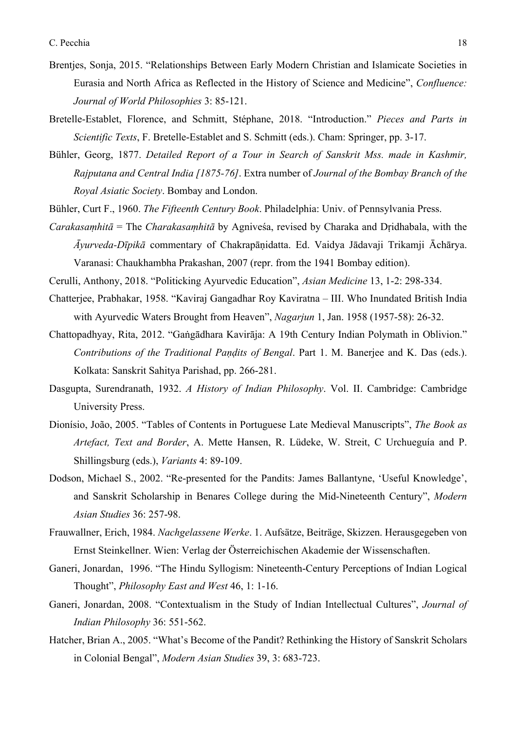Brentjes, Sonja, 2015. “Relationships Between Early Modern Christian and Islamicate Societies in Eurasia and North Africa as Reflected in the History of Science and Medicine”, *Confluence: Journal of World Philosophies* 3: 85-121.

Bretelle-Establet, Florence, and Schmitt, Stéphane, 2018. “Introduction.” *Pieces and Parts in Scientific Texts*, F. Bretelle-Establet and S. Schmitt (eds.). Cham: Springer, pp. 3-17.

Bühler, Georg, 1877. *Detailed Report of a Tour in Search of Sanskrit Mss. made in Kashmir, Rajputana and Central India [1875-76]*. Extra number of *Journal of the Bombay Branch of the Royal Asiatic Society*. Bombay and London.

Bühler, Curt F., 1960. *The Fifteenth Century Book*. Philadelphia: Univ. of Pennsylvania Press.

*Carakasaṃhitā* = The *Charakasaṃhitā* by Agniveśa, revised by Charaka and Dṛidhabala, with the *Āyurveda-Dīpikā* commentary of Chakrapāṇidatta. Ed. Vaidya Jādavaji Trikamji Āchārya. Varanasi: Chaukhambha Prakashan, 2007 (repr. from the 1941 Bombay edition).

Cerulli, Anthony, 2018. “Politicking Ayurvedic Education”, *Asian Medicine* 13, 1-2: 298-334.

Chatterjee, Prabhakar, 1958. “Kaviraj Gangadhar Roy Kaviratna – III. Who Inundated British India with Ayurvedic Waters Brought from Heaven”, *Nagarjun* 1, Jan. 1958 (1957-58): 26-32.

Chattopadhyay, Rita, 2012. “Gaṅgādhara Kavirāja: A 19th Century Indian Polymath in Oblivion.” *Contributions of the Traditional Paṇḍits of Bengal*. Part 1. M. Banerjee and K. Das (eds.). Kolkata: Sanskrit Sahitya Parishad, pp. 266-281.

Dasgupta, Surendranath, 1932. *A History of Indian Philosophy*. Vol. II. Cambridge: Cambridge University Press.

Dionísio, João, 2005. “Tables of Contents in Portuguese Late Medieval Manuscripts”, *The Book as Artefact, Text and Border*, A. Mette Hansen, R. Lüdeke, W. Streit, C Urchueguía and P. Shillingsburg (eds.), *Variants* 4: 89-109.

Dodson, Michael S., 2002. “Re-presented for the Pandits: James Ballantyne, ‘Useful Knowledge’, and Sanskrit Scholarship in Benares College during the Mid-Nineteenth Century”, *Modern Asian Studies* 36: 257-98.

Frauwallner, Erich, 1984. *Nachgelassene Werke*. 1. Aufsätze, Beiträge, Skizzen. Herausgegeben von Ernst Steinkellner. Wien: Verlag der Österreichischen Akademie der Wissenschaften.

Ganeri, Jonardan, 1996. “The Hindu Syllogism: Nineteenth-Century Perceptions of Indian Logical Thought”, *Philosophy East and West* 46, 1: 1-16.

Ganeri, Jonardan, 2008. “Contextualism in the Study of Indian Intellectual Cultures”, *Journal of Indian Philosophy* 36: 551-562.

Hatcher, Brian A., 2005. “What’s Become of the Pandit? Rethinking the History of Sanskrit Scholars in Colonial Bengal”, *Modern Asian Studies* 39, 3: 683-723.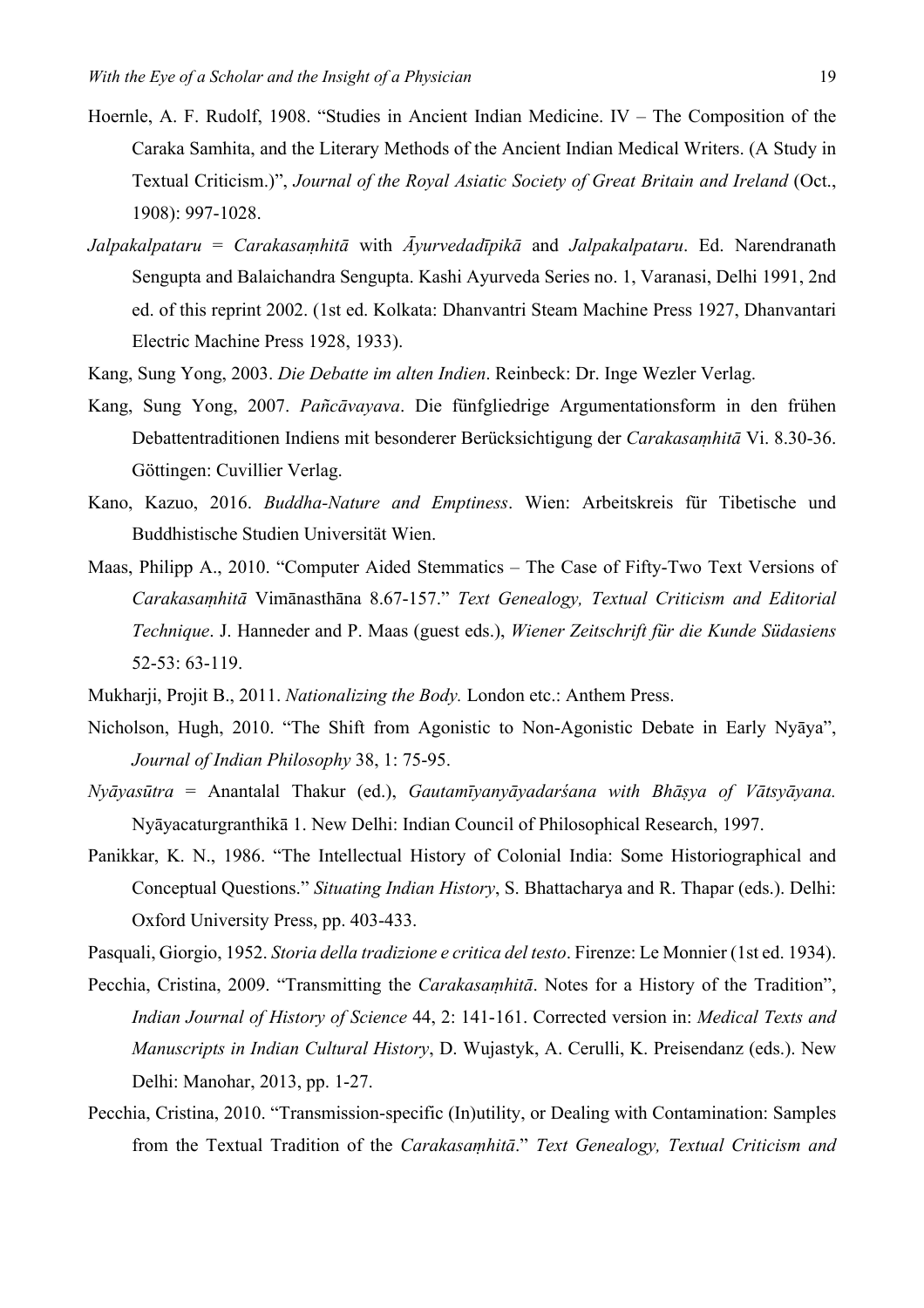Hoernle, A. F. Rudolf, 1908. "Studies in Ancient Indian Medicine. IV – The Composition of the Caraka Samhita, and the Literary Methods of the Ancient Indian Medical Writers. (A Study in Textual Criticism.)", *Journal of the Royal Asiatic Society of Great Britain and Ireland* (Oct., 1908): 997-1028.

*Jalpakalpataru* = *Carakasaṃhitā* with *Āyurvedadīpikā* and *Jalpakalpataru*. Ed. Narendranath Sengupta and Balaichandra Sengupta. Kashi Ayurveda Series no. 1, Varanasi, Delhi 1991, 2nd ed. of this reprint 2002. (1st ed. Kolkata: Dhanvantri Steam Machine Press 1927, Dhanvantari Electric Machine Press 1928, 1933).

Kang, Sung Yong, 2003. *Die Debatte im alten Indien*. Reinbeck: Dr. Inge Wezler Verlag.

Kang, Sung Yong, 2007. *Pañcāvayava*. Die fünfgliedrige Argumentationsform in den frühen Debattentraditionen Indiens mit besonderer Berücksichtigung der *Carakasaṃhitā* Vi. 8.30-36. Göttingen: Cuvillier Verlag.

Kano, Kazuo, 2016. *Buddha-Nature and Emptiness*. Wien: Arbeitskreis für Tibetische und Buddhistische Studien Universität Wien.

Maas, Philipp A., 2010. "Computer Aided Stemmatics – The Case of Fifty-Two Text Versions of *Carakasaṃhitā* Vimānasthāna 8.67-157." *Text Genealogy, Textual Criticism and Editorial Technique*. J. Hanneder and P. Maas (guest eds.), *Wiener Zeitschrift für die Kunde Südasiens* 52-53: 63-119.

Mukharji, Projit B., 2011. *Nationalizing the Body.* London etc.: Anthem Press.

Nicholson, Hugh, 2010. "The Shift from Agonistic to Non-Agonistic Debate in Early Nyāya", *Journal of Indian Philosophy* 38, 1: 75-95.

*Nyāyasūtra* = Anantalal Thakur (ed.), *Gautamīyanyāyadarśana with Bhāṣya of Vātsyāyana.* Nyāyacaturgranthikā 1. New Delhi: Indian Council of Philosophical Research, 1997.

Panikkar, K. N., 1986. "The Intellectual History of Colonial India: Some Historiographical and Conceptual Questions." *Situating Indian History*, S. Bhattacharya and R. Thapar (eds.). Delhi: Oxford University Press, pp. 403-433.

Pasquali, Giorgio, 1952. *Storia della tradizione e critica del testo*. Firenze: Le Monnier (1st ed. 1934).

Pecchia, Cristina, 2009. "Transmitting the *Carakasaṃhitā*. Notes for a History of the Tradition", *Indian Journal of History of Science* 44, 2: 141-161. Corrected version in: *Medical Texts and Manuscripts in Indian Cultural History*, D. Wujastyk, A. Cerulli, K. Preisendanz (eds.). New Delhi: Manohar, 2013, pp. 1-27.

Pecchia, Cristina, 2010. "Transmission-specific (In)utility, or Dealing with Contamination: Samples from the Textual Tradition of the *Carakasaṃhitā*." *Text Genealogy, Textual Criticism and*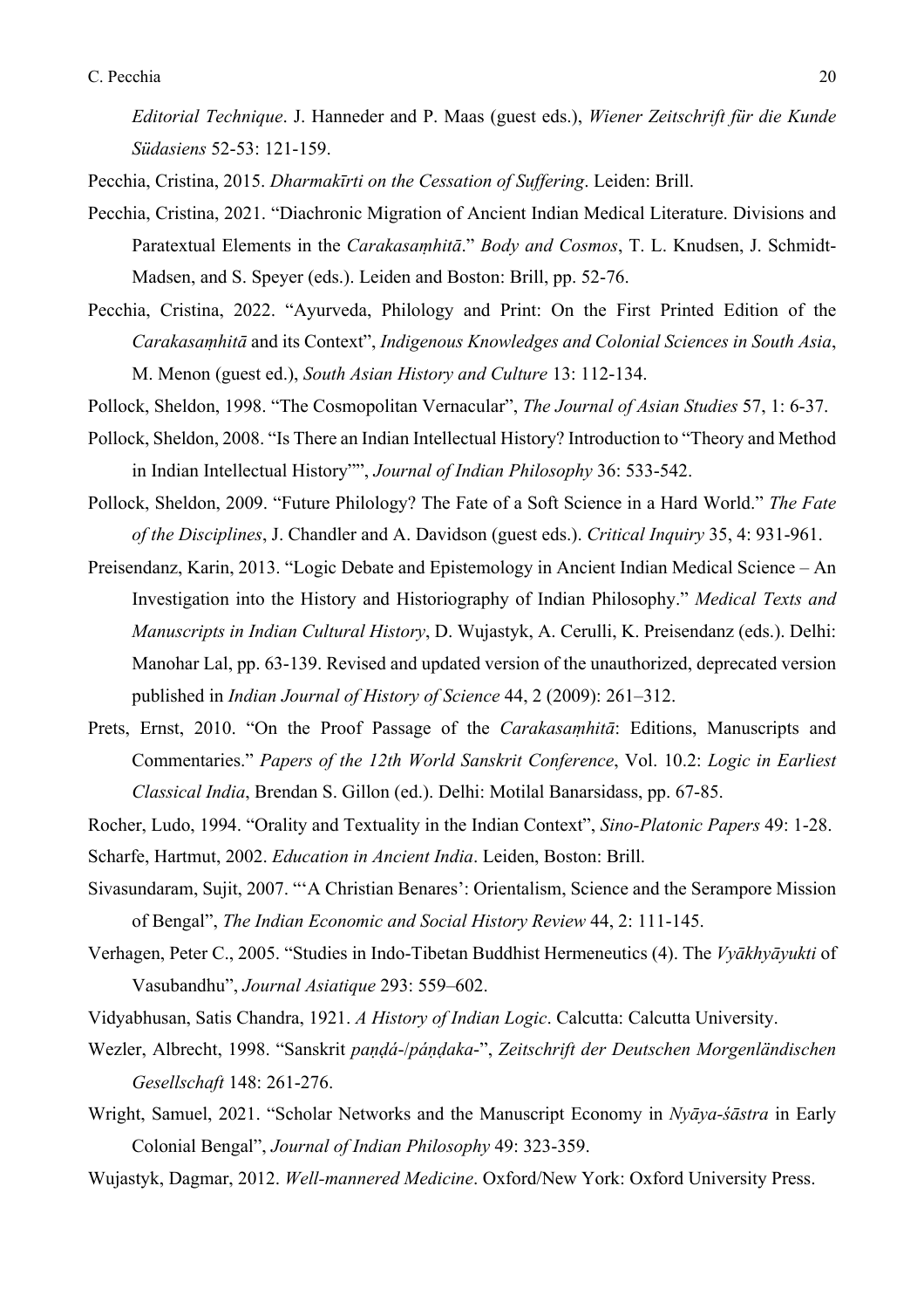*Editorial Technique*. J. Hanneder and P. Maas (guest eds.), *Wiener Zeitschrift für die Kunde Südasiens* 52-53: 121-159.

Pecchia, Cristina, 2015. *Dharmakīrti on the Cessation of Suffering*. Leiden: Brill.

Pecchia, Cristina, 2021. "Diachronic Migration of Ancient Indian Medical Literature. Divisions and Paratextual Elements in the *Carakasaṃhitā*." *Body and Cosmos*, T. L. Knudsen, J. Schmidt-Madsen, and S. Speyer (eds.). Leiden and Boston: Brill, pp. 52-76.

Pecchia, Cristina, 2022. "Ayurveda, Philology and Print: On the First Printed Edition of the *Carakasaṃhitā* and its Context", *Indigenous Knowledges and Colonial Sciences in South Asia*, M. Menon (guest ed.), *South Asian History and Culture* 13: 112-134.

Pollock, Sheldon, 1998. "The Cosmopolitan Vernacular", *The Journal of Asian Studies* 57, 1: 6-37.

Pollock, Sheldon, 2008. "Is There an Indian Intellectual History? Introduction to "Theory and Method in Indian Intellectual History"", *Journal of Indian Philosophy* 36: 533-542.

Pollock, Sheldon, 2009. "Future Philology? The Fate of a Soft Science in a Hard World." *The Fate of the Disciplines*, J. Chandler and A. Davidson (guest eds.). *Critical Inquiry* 35, 4: 931-961.

Preisendanz, Karin, 2013. "Logic Debate and Epistemology in Ancient Indian Medical Science – An Investigation into the History and Historiography of Indian Philosophy." *Medical Texts and Manuscripts in Indian Cultural History*, D. Wujastyk, A. Cerulli, K. Preisendanz (eds.). Delhi: Manohar Lal, pp. 63-139. Revised and updated version of the unauthorized, deprecated version published in *Indian Journal of History of Science* 44, 2 (2009): 261–312.

Prets, Ernst, 2010. "On the Proof Passage of the *Carakasaṃhitā*: Editions, Manuscripts and Commentaries." *Papers of the 12th World Sanskrit Conference*, Vol. 10.2: *Logic in Earliest Classical India*, Brendan S. Gillon (ed.). Delhi: Motilal Banarsidass, pp. 67-85.

Rocher, Ludo, 1994. "Orality and Textuality in the Indian Context", *Sino-Platonic Papers* 49: 1-28.

Scharfe, Hartmut, 2002. *Education in Ancient India*. Leiden, Boston: Brill.

Sivasundaram, Sujit, 2007. "'A Christian Benares': Orientalism, Science and the Serampore Mission of Bengal", *The Indian Economic and Social History Review* 44, 2: 111-145.

Verhagen, Peter C., 2005. "Studies in Indo-Tibetan Buddhist Hermeneutics (4). The *Vyākhyāyukti* of Vasubandhu", *Journal Asiatique* 293: 559–602.

Vidyabhusan, Satis Chandra, 1921. *A History of Indian Logic*. Calcutta: Calcutta University.

Wezler, Albrecht, 1998. "Sanskrit *paṇḍá-/páṇḍaka-*", *Zeitschrift der Deutschen Morgenländischen Gesellschaft* 148: 261-276.

Wright, Samuel, 2021. "Scholar Networks and the Manuscript Economy in *Nyāya-śāstra* in Early Colonial Bengal", *Journal of Indian Philosophy* 49: 323-359.

Wujastyk, Dagmar, 2012. *Well-mannered Medicine*. Oxford/New York: Oxford University Press.